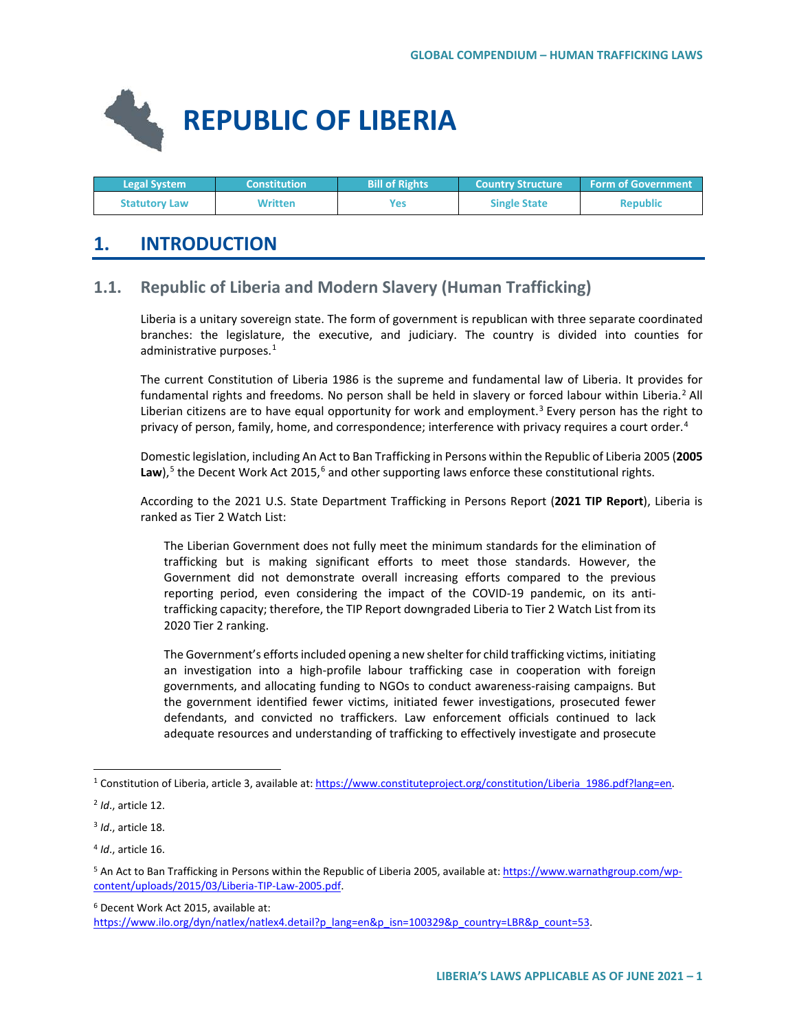# REPUBLIC OF LIBERIA

| Legal System | Constitution | Bill of Rights | Country Structure | Form of Government |
| --- | --- | --- | --- | --- |
| Statutory Law | Written | Yes | Single State | Republic |

## 1. INTRODUCTION

### 1.1. Republic of Liberia and Modern Slavery (Human Trafficking)

Liberia is a unitary sovereign state. The form of government is republican with three separate coordinated branches: the legislature, the executive, and judiciary. The country is divided into counties for administrative purposes.[1]

The current Constitution of Liberia 1986 is the supreme and fundamental law of Liberia. It provides for fundamental rights and freedoms. No person shall be held in slavery or forced labour within Liberia.[2] All Liberian citizens are to have equal opportunity for work and employment.[3] Every person has the right to privacy of person, family, home, and correspondence; interference with privacy requires a court order.[4]

Domestic legislation, including An Act to Ban Trafficking in Persons within the Republic of Liberia 2005 (**2005 Law**),[5] the Decent Work Act 2015,[6] and other supporting laws enforce these constitutional rights.

According to the 2021 U.S. State Department Trafficking in Persons Report (**2021 TIP Report**), Liberia is ranked as Tier 2 Watch List:

> The Liberian Government does not fully meet the minimum standards for the elimination of trafficking but is making significant efforts to meet those standards. However, the Government did not demonstrate overall increasing efforts compared to the previous reporting period, even considering the impact of the COVID-19 pandemic, on its anti-trafficking capacity; therefore, the TIP Report downgraded Liberia to Tier 2 Watch List from its 2020 Tier 2 ranking.
>
> The Government's efforts included opening a new shelter for child trafficking victims, initiating an investigation into a high-profile labour trafficking case in cooperation with foreign governments, and allocating funding to NGOs to conduct awareness-raising campaigns. But the government identified fewer victims, initiated fewer investigations, prosecuted fewer defendants, and convicted no traffickers. Law enforcement officials continued to lack adequate resources and understanding of trafficking to effectively investigate and prosecute

---

[1] Constitution of Liberia, article 3, available at: https://www.constituteproject.org/constitution/Liberia_1986.pdf?lang=en.

[2] *Id.*, article 12.

[3] *Id.*, article 18.

[4] *Id.*, article 16.

[5] An Act to Ban Trafficking in Persons within the Republic of Liberia 2005, available at: https://www.warnathgroup.com/wp-content/uploads/2015/03/Liberia-TIP-Law-2005.pdf.

[6] Decent Work Act 2015, available at: https://www.ilo.org/dyn/natlex/natlex4.detail?p_lang=en&p_isn=100329&p_country=LBR&p_count=53.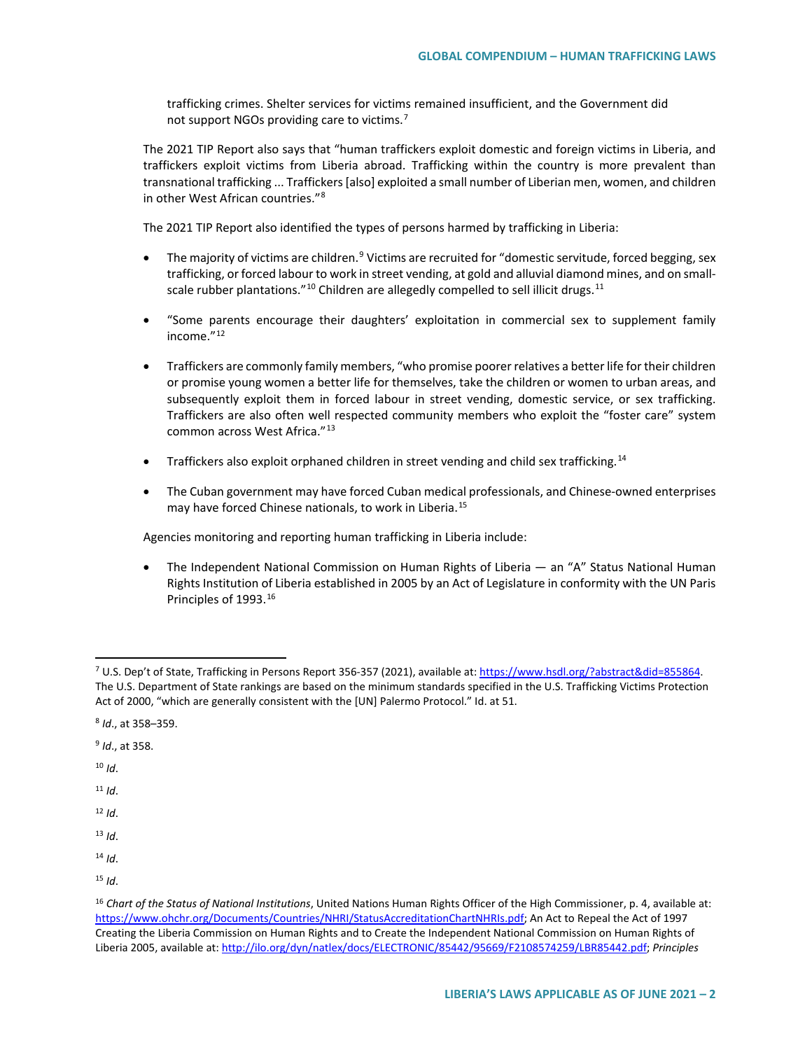trafficking crimes. Shelter services for victims remained insufficient, and the Government did not support NGOs providing care to victims.[7]

The 2021 TIP Report also says that "human traffickers exploit domestic and foreign victims in Liberia, and traffickers exploit victims from Liberia abroad. Trafficking within the country is more prevalent than transnational trafficking ... Traffickers [also] exploited a small number of Liberian men, women, and children in other West African countries."[8]

The 2021 TIP Report also identified the types of persons harmed by trafficking in Liberia:

- The majority of victims are children.[9] Victims are recruited for "domestic servitude, forced begging, sex trafficking, or forced labour to work in street vending, at gold and alluvial diamond mines, and on small-scale rubber plantations."[10] Children are allegedly compelled to sell illicit drugs.[11]
- "Some parents encourage their daughters' exploitation in commercial sex to supplement family income."[12]
- Traffickers are commonly family members, "who promise poorer relatives a better life for their children or promise young women a better life for themselves, take the children or women to urban areas, and subsequently exploit them in forced labour in street vending, domestic service, or sex trafficking. Traffickers are also often well respected community members who exploit the "foster care" system common across West Africa."[13]
- Traffickers also exploit orphaned children in street vending and child sex trafficking.[14]
- The Cuban government may have forced Cuban medical professionals, and Chinese-owned enterprises may have forced Chinese nationals, to work in Liberia.[15]

Agencies monitoring and reporting human trafficking in Liberia include:

- The Independent National Commission on Human Rights of Liberia — an "A" Status National Human Rights Institution of Liberia established in 2005 by an Act of Legislature in conformity with the UN Paris Principles of 1993.[16]

---

[7] U.S. Dep't of State, Trafficking in Persons Report 356-357 (2021), available at: https://www.hsdl.org/?abstract&did=855864. The U.S. Department of State rankings are based on the minimum standards specified in the U.S. Trafficking Victims Protection Act of 2000, "which are generally consistent with the [UN] Palermo Protocol." Id. at 51.

[8] *Id*., at 358–359.

[9] *Id*., at 358.

[10] *Id*.

[11] *Id*.

[12] *Id*.

[13] *Id*.

[14] *Id*.

[15] *Id*.

[16] *Chart of the Status of National Institutions*, United Nations Human Rights Officer of the High Commissioner, p. 4, available at: https://www.ohchr.org/Documents/Countries/NHRI/StatusAccreditationChartNHRIs.pdf; An Act to Repeal the Act of 1997 Creating the Liberia Commission on Human Rights and to Create the Independent National Commission on Human Rights of Liberia 2005, available at: http://ilo.org/dyn/natlex/docs/ELECTRONIC/85442/95669/F2108574259/LBR85442.pdf; *Principles*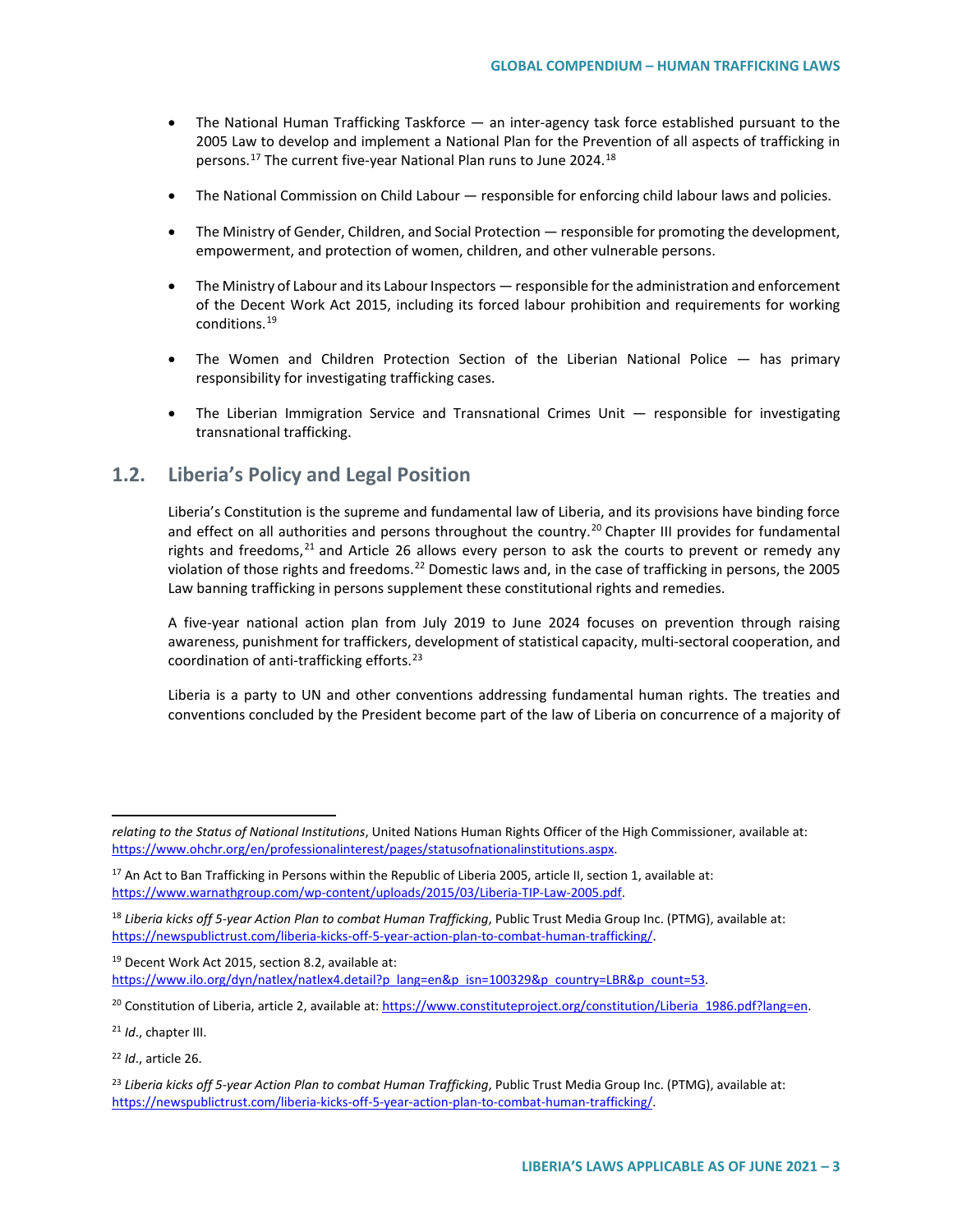- The National Human Trafficking Taskforce — an inter-agency task force established pursuant to the 2005 Law to develop and implement a National Plan for the Prevention of all aspects of trafficking in persons.[17] The current five-year National Plan runs to June 2024.[18]

- The National Commission on Child Labour — responsible for enforcing child labour laws and policies.

- The Ministry of Gender, Children, and Social Protection — responsible for promoting the development, empowerment, and protection of women, children, and other vulnerable persons.

- The Ministry of Labour and its Labour Inspectors — responsible for the administration and enforcement of the Decent Work Act 2015, including its forced labour prohibition and requirements for working conditions.[19]

- The Women and Children Protection Section of the Liberian National Police — has primary responsibility for investigating trafficking cases.

- The Liberian Immigration Service and Transnational Crimes Unit — responsible for investigating transnational trafficking.

## 1.2. Liberia's Policy and Legal Position

Liberia's Constitution is the supreme and fundamental law of Liberia, and its provisions have binding force and effect on all authorities and persons throughout the country.[20] Chapter III provides for fundamental rights and freedoms,[21] and Article 26 allows every person to ask the courts to prevent or remedy any violation of those rights and freedoms.[22] Domestic laws and, in the case of trafficking in persons, the 2005 Law banning trafficking in persons supplement these constitutional rights and remedies.

A five-year national action plan from July 2019 to June 2024 focuses on prevention through raising awareness, punishment for traffickers, development of statistical capacity, multi-sectoral cooperation, and coordination of anti-trafficking efforts.[23]

Liberia is a party to UN and other conventions addressing fundamental human rights. The treaties and conventions concluded by the President become part of the law of Liberia on concurrence of a majority of

---

*relating to the Status of National Institutions*, United Nations Human Rights Officer of the High Commissioner, available at: https://www.ohchr.org/en/professionalinterest/pages/statusofnationalinstitutions.aspx.

[17] An Act to Ban Trafficking in Persons within the Republic of Liberia 2005, article II, section 1, available at: https://www.warnathgroup.com/wp-content/uploads/2015/03/Liberia-TIP-Law-2005.pdf.

[18] *Liberia kicks off 5-year Action Plan to combat Human Trafficking*, Public Trust Media Group Inc. (PTMG), available at: https://newspublictrust.com/liberia-kicks-off-5-year-action-plan-to-combat-human-trafficking/.

[19] Decent Work Act 2015, section 8.2, available at: https://www.ilo.org/dyn/natlex/natlex4.detail?p_lang=en&p_isn=100329&p_country=LBR&p_count=53.

[20] Constitution of Liberia, article 2, available at: https://www.constituteproject.org/constitution/Liberia_1986.pdf?lang=en.

[21] *Id*., chapter III.

[22] *Id*., article 26.

[23] *Liberia kicks off 5-year Action Plan to combat Human Trafficking*, Public Trust Media Group Inc. (PTMG), available at: https://newspublictrust.com/liberia-kicks-off-5-year-action-plan-to-combat-human-trafficking/.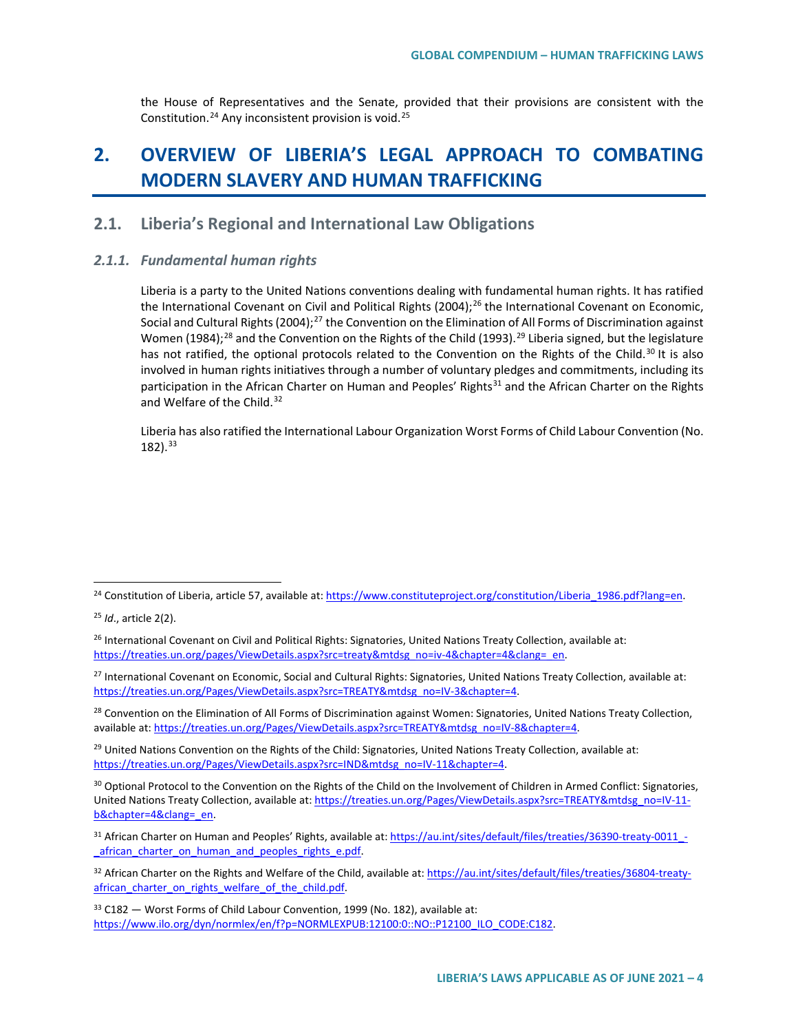the House of Representatives and the Senate, provided that their provisions are consistent with the Constitution.[24] Any inconsistent provision is void.[25]

# 2. OVERVIEW OF LIBERIA'S LEGAL APPROACH TO COMBATING MODERN SLAVERY AND HUMAN TRAFFICKING

## 2.1. Liberia's Regional and International Law Obligations

### *2.1.1. Fundamental human rights*

Liberia is a party to the United Nations conventions dealing with fundamental human rights. It has ratified the International Covenant on Civil and Political Rights (2004);[26] the International Covenant on Economic, Social and Cultural Rights (2004);[27] the Convention on the Elimination of All Forms of Discrimination against Women (1984);[28] and the Convention on the Rights of the Child (1993).[29] Liberia signed, but the legislature has not ratified, the optional protocols related to the Convention on the Rights of the Child.[30] It is also involved in human rights initiatives through a number of voluntary pledges and commitments, including its participation in the African Charter on Human and Peoples' Rights[31] and the African Charter on the Rights and Welfare of the Child.[32]

Liberia has also ratified the International Labour Organization Worst Forms of Child Labour Convention (No. 182).[33]

---

[24] Constitution of Liberia, article 57, available at: https://www.constituteproject.org/constitution/Liberia_1986.pdf?lang=en.

[25] *Id*., article 2(2).

[26] International Covenant on Civil and Political Rights: Signatories, United Nations Treaty Collection, available at: https://treaties.un.org/pages/ViewDetails.aspx?src=treaty&mtdsg_no=iv-4&chapter=4&clang=_en.

[27] International Covenant on Economic, Social and Cultural Rights: Signatories, United Nations Treaty Collection, available at: https://treaties.un.org/Pages/ViewDetails.aspx?src=TREATY&mtdsg_no=IV-3&chapter=4.

[28] Convention on the Elimination of All Forms of Discrimination against Women: Signatories, United Nations Treaty Collection, available at: https://treaties.un.org/Pages/ViewDetails.aspx?src=TREATY&mtdsg_no=IV-8&chapter=4.

[29] United Nations Convention on the Rights of the Child: Signatories, United Nations Treaty Collection, available at: https://treaties.un.org/Pages/ViewDetails.aspx?src=IND&mtdsg_no=IV-11&chapter=4.

[30] Optional Protocol to the Convention on the Rights of the Child on the Involvement of Children in Armed Conflict: Signatories, United Nations Treaty Collection, available at: https://treaties.un.org/Pages/ViewDetails.aspx?src=TREATY&mtdsg_no=IV-11-b&chapter=4&clang=_en.

[31] African Charter on Human and Peoples' Rights, available at: https://au.int/sites/default/files/treaties/36390-treaty-0011_-_african_charter_on_human_and_peoples_rights_e.pdf.

[32] African Charter on the Rights and Welfare of the Child, available at: https://au.int/sites/default/files/treaties/36804-treaty-african_charter_on_rights_welfare_of_the_child.pdf.

[33] C182 — Worst Forms of Child Labour Convention, 1999 (No. 182), available at: https://www.ilo.org/dyn/normlex/en/f?p=NORMLEXPUB:12100:0::NO::P12100_ILO_CODE:C182.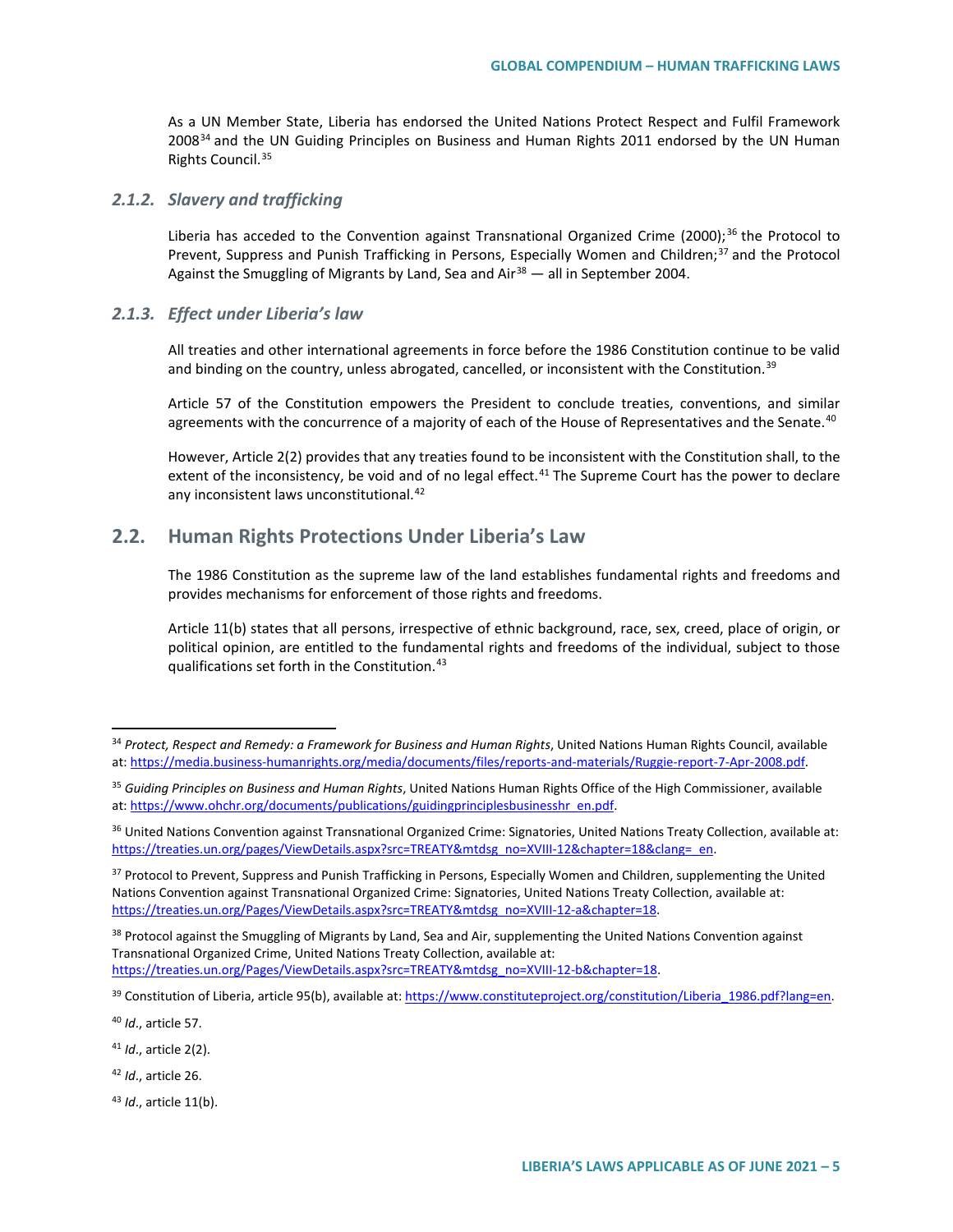As a UN Member State, Liberia has endorsed the United Nations Protect Respect and Fulfil Framework 2008[34] and the UN Guiding Principles on Business and Human Rights 2011 endorsed by the UN Human Rights Council.[35]

### *2.1.2. Slavery and trafficking*

Liberia has acceded to the Convention against Transnational Organized Crime (2000);[36] the Protocol to Prevent, Suppress and Punish Trafficking in Persons, Especially Women and Children;[37] and the Protocol Against the Smuggling of Migrants by Land, Sea and Air[38] — all in September 2004.

### *2.1.3. Effect under Liberia's law*

All treaties and other international agreements in force before the 1986 Constitution continue to be valid and binding on the country, unless abrogated, cancelled, or inconsistent with the Constitution.[39]

Article 57 of the Constitution empowers the President to conclude treaties, conventions, and similar agreements with the concurrence of a majority of each of the House of Representatives and the Senate.[40]

However, Article 2(2) provides that any treaties found to be inconsistent with the Constitution shall, to the extent of the inconsistency, be void and of no legal effect.[41] The Supreme Court has the power to declare any inconsistent laws unconstitutional.[42]

## 2.2. Human Rights Protections Under Liberia's Law

The 1986 Constitution as the supreme law of the land establishes fundamental rights and freedoms and provides mechanisms for enforcement of those rights and freedoms.

Article 11(b) states that all persons, irrespective of ethnic background, race, sex, creed, place of origin, or political opinion, are entitled to the fundamental rights and freedoms of the individual, subject to those qualifications set forth in the Constitution.[43]

---

[34] *Protect, Respect and Remedy: a Framework for Business and Human Rights*, United Nations Human Rights Council, available at: https://media.business-humanrights.org/media/documents/files/reports-and-materials/Ruggie-report-7-Apr-2008.pdf.

[35] *Guiding Principles on Business and Human Rights*, United Nations Human Rights Office of the High Commissioner, available at: https://www.ohchr.org/documents/publications/guidingprinciplesbusinesshr_en.pdf.

[36] United Nations Convention against Transnational Organized Crime: Signatories, United Nations Treaty Collection, available at: https://treaties.un.org/pages/ViewDetails.aspx?src=TREATY&mtdsg_no=XVIII-12&chapter=18&clang=_en.

[37] Protocol to Prevent, Suppress and Punish Trafficking in Persons, Especially Women and Children, supplementing the United Nations Convention against Transnational Organized Crime: Signatories, United Nations Treaty Collection, available at: https://treaties.un.org/Pages/ViewDetails.aspx?src=TREATY&mtdsg_no=XVIII-12-a&chapter=18.

[38] Protocol against the Smuggling of Migrants by Land, Sea and Air, supplementing the United Nations Convention against Transnational Organized Crime, United Nations Treaty Collection, available at: https://treaties.un.org/Pages/ViewDetails.aspx?src=TREATY&mtdsg_no=XVIII-12-b&chapter=18.

[39] Constitution of Liberia, article 95(b), available at: https://www.constituteproject.org/constitution/Liberia_1986.pdf?lang=en.

[40] *Id*., article 57.

[41] *Id*., article 2(2).

[42] *Id*., article 26.

[43] *Id*., article 11(b).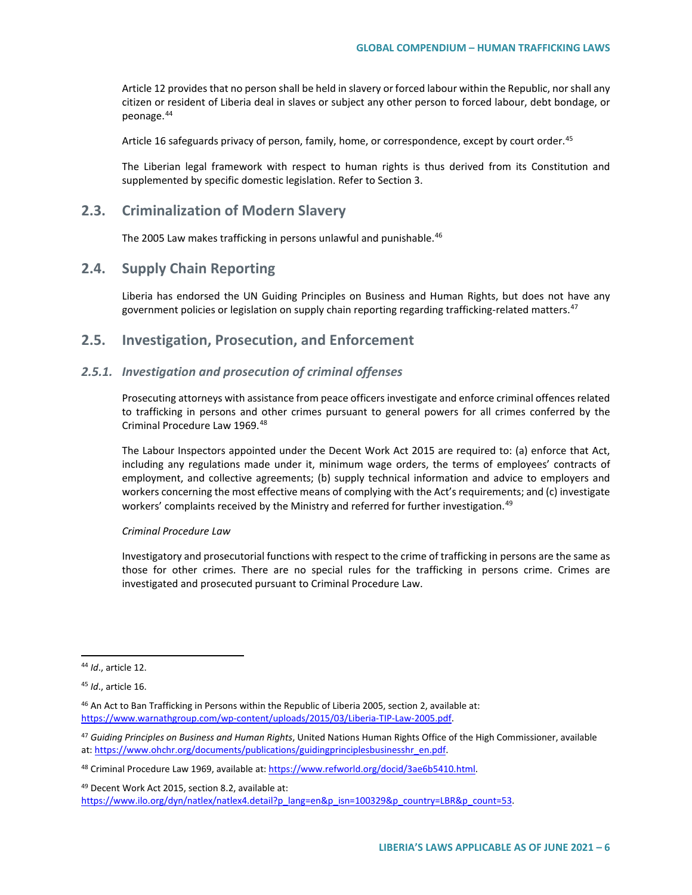Article 12 provides that no person shall be held in slavery or forced labour within the Republic, nor shall any citizen or resident of Liberia deal in slaves or subject any other person to forced labour, debt bondage, or peonage.[44]

Article 16 safeguards privacy of person, family, home, or correspondence, except by court order.[45]

The Liberian legal framework with respect to human rights is thus derived from its Constitution and supplemented by specific domestic legislation. Refer to Section 3.

## 2.3. Criminalization of Modern Slavery

The 2005 Law makes trafficking in persons unlawful and punishable.[46]

## 2.4. Supply Chain Reporting

Liberia has endorsed the UN Guiding Principles on Business and Human Rights, but does not have any government policies or legislation on supply chain reporting regarding trafficking-related matters.[47]

## 2.5. Investigation, Prosecution, and Enforcement

### *2.5.1. Investigation and prosecution of criminal offenses*

Prosecuting attorneys with assistance from peace officers investigate and enforce criminal offences related to trafficking in persons and other crimes pursuant to general powers for all crimes conferred by the Criminal Procedure Law 1969.[48]

The Labour Inspectors appointed under the Decent Work Act 2015 are required to: (a) enforce that Act, including any regulations made under it, minimum wage orders, the terms of employees' contracts of employment, and collective agreements; (b) supply technical information and advice to employers and workers concerning the most effective means of complying with the Act's requirements; and (c) investigate workers' complaints received by the Ministry and referred for further investigation.[49]

*Criminal Procedure Law*

Investigatory and prosecutorial functions with respect to the crime of trafficking in persons are the same as those for other crimes. There are no special rules for the trafficking in persons crime. Crimes are investigated and prosecuted pursuant to Criminal Procedure Law.

---

[44] *Id*., article 12.

[45] *Id*., article 16.

[46] An Act to Ban Trafficking in Persons within the Republic of Liberia 2005, section 2, available at: https://www.warnathgroup.com/wp-content/uploads/2015/03/Liberia-TIP-Law-2005.pdf.

[47] *Guiding Principles on Business and Human Rights*, United Nations Human Rights Office of the High Commissioner, available at: https://www.ohchr.org/documents/publications/guidingprinciplesbusinesshr_en.pdf.

[48] Criminal Procedure Law 1969, available at: https://www.refworld.org/docid/3ae6b5410.html.

[49] Decent Work Act 2015, section 8.2, available at: https://www.ilo.org/dyn/natlex/natlex4.detail?p_lang=en&p_isn=100329&p_country=LBR&p_count=53.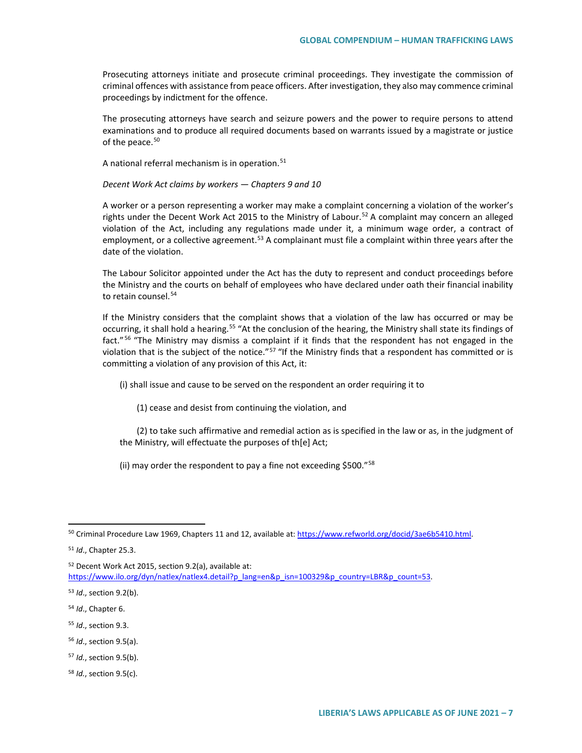Prosecuting attorneys initiate and prosecute criminal proceedings. They investigate the commission of criminal offences with assistance from peace officers. After investigation, they also may commence criminal proceedings by indictment for the offence.

The prosecuting attorneys have search and seizure powers and the power to require persons to attend examinations and to produce all required documents based on warrants issued by a magistrate or justice of the peace.[50]

A national referral mechanism is in operation.[51]

*Decent Work Act claims by workers — Chapters 9 and 10*

A worker or a person representing a worker may make a complaint concerning a violation of the worker's rights under the Decent Work Act 2015 to the Ministry of Labour.[52] A complaint may concern an alleged violation of the Act, including any regulations made under it, a minimum wage order, a contract of employment, or a collective agreement.[53] A complainant must file a complaint within three years after the date of the violation.

The Labour Solicitor appointed under the Act has the duty to represent and conduct proceedings before the Ministry and the courts on behalf of employees who have declared under oath their financial inability to retain counsel.[54]

If the Ministry considers that the complaint shows that a violation of the law has occurred or may be occurring, it shall hold a hearing.[55] "At the conclusion of the hearing, the Ministry shall state its findings of fact."[56] "The Ministry may dismiss a complaint if it finds that the respondent has not engaged in the violation that is the subject of the notice."[57] "If the Ministry finds that a respondent has committed or is committing a violation of any provision of this Act, it:

(i) shall issue and cause to be served on the respondent an order requiring it to

(1) cease and desist from continuing the violation, and

(2) to take such affirmative and remedial action as is specified in the law or as, in the judgment of the Ministry, will effectuate the purposes of th[e] Act;

(ii) may order the respondent to pay a fine not exceeding $500."[58]

---

[50] Criminal Procedure Law 1969, Chapters 11 and 12, available at: https://www.refworld.org/docid/3ae6b5410.html.

[51] *Id*., Chapter 25.3.

[52] Decent Work Act 2015, section 9.2(a), available at: https://www.ilo.org/dyn/natlex/natlex4.detail?p_lang=en&p_isn=100329&p_country=LBR&p_count=53.

[53] *Id*., section 9.2(b).

[54] *Id*., Chapter 6.

[55] *Id*., section 9.3.

[56] *Id*., section 9.5(a).

[57] *Id.*, section 9.5(b).

[58] *Id.*, section 9.5(c).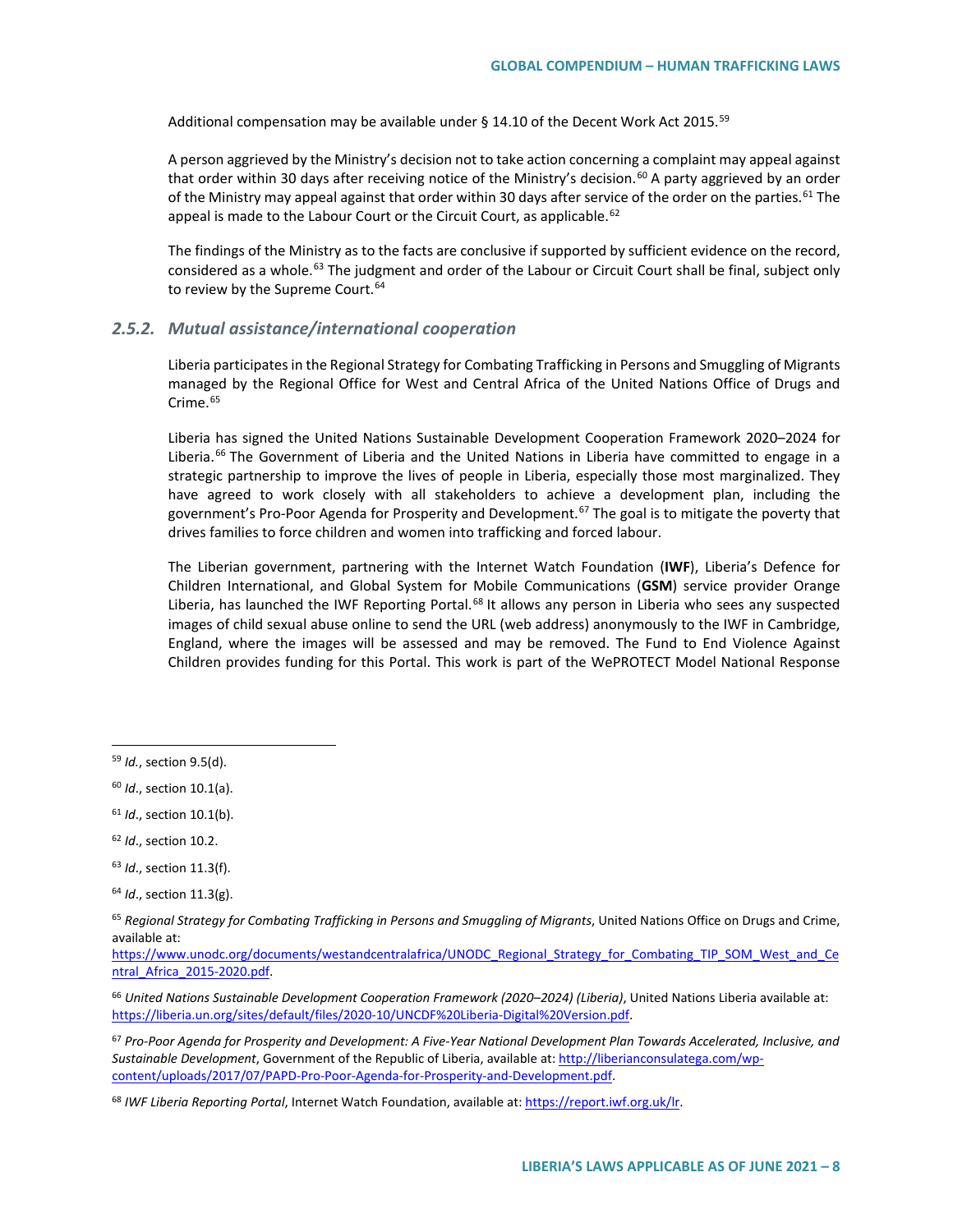Additional compensation may be available under § 14.10 of the Decent Work Act 2015.[59]

A person aggrieved by the Ministry's decision not to take action concerning a complaint may appeal against that order within 30 days after receiving notice of the Ministry's decision.[60] A party aggrieved by an order of the Ministry may appeal against that order within 30 days after service of the order on the parties.[61] The appeal is made to the Labour Court or the Circuit Court, as applicable.[62]

The findings of the Ministry as to the facts are conclusive if supported by sufficient evidence on the record, considered as a whole.[63] The judgment and order of the Labour or Circuit Court shall be final, subject only to review by the Supreme Court.[64]

### 2.5.2. *Mutual assistance/international cooperation*

Liberia participates in the Regional Strategy for Combating Trafficking in Persons and Smuggling of Migrants managed by the Regional Office for West and Central Africa of the United Nations Office of Drugs and Crime.[65]

Liberia has signed the United Nations Sustainable Development Cooperation Framework 2020–2024 for Liberia.[66] The Government of Liberia and the United Nations in Liberia have committed to engage in a strategic partnership to improve the lives of people in Liberia, especially those most marginalized. They have agreed to work closely with all stakeholders to achieve a development plan, including the government's Pro-Poor Agenda for Prosperity and Development.[67] The goal is to mitigate the poverty that drives families to force children and women into trafficking and forced labour.

The Liberian government, partnering with the Internet Watch Foundation (**IWF**), Liberia's Defence for Children International, and Global System for Mobile Communications (**GSM**) service provider Orange Liberia, has launched the IWF Reporting Portal.[68] It allows any person in Liberia who sees any suspected images of child sexual abuse online to send the URL (web address) anonymously to the IWF in Cambridge, England, where the images will be assessed and may be removed. The Fund to End Violence Against Children provides funding for this Portal. This work is part of the WePROTECT Model National Response

---

[59] *Id.*, section 9.5(d).

[60] *Id*., section 10.1(a).

[61] *Id*., section 10.1(b).

[62] *Id*., section 10.2.

[63] *Id*., section 11.3(f).

[64] *Id*., section 11.3(g).

[65] *Regional Strategy for Combating Trafficking in Persons and Smuggling of Migrants*, United Nations Office on Drugs and Crime, available at: https://www.unodc.org/documents/westandcentralafrica/UNODC_Regional_Strategy_for_Combating_TIP_SOM_West_and_Central_Africa_2015-2020.pdf.

[66] *United Nations Sustainable Development Cooperation Framework (2020–2024) (Liberia)*, United Nations Liberia available at: https://liberia.un.org/sites/default/files/2020-10/UNCDF%20Liberia-Digital%20Version.pdf.

[67] *Pro-Poor Agenda for Prosperity and Development: A Five-Year National Development Plan Towards Accelerated, Inclusive, and Sustainable Development*, Government of the Republic of Liberia, available at: http://liberianconsulatega.com/wp-content/uploads/2017/07/PAPD-Pro-Poor-Agenda-for-Prosperity-and-Development.pdf.

[68] *IWF Liberia Reporting Portal*, Internet Watch Foundation, available at: https://report.iwf.org.uk/lr.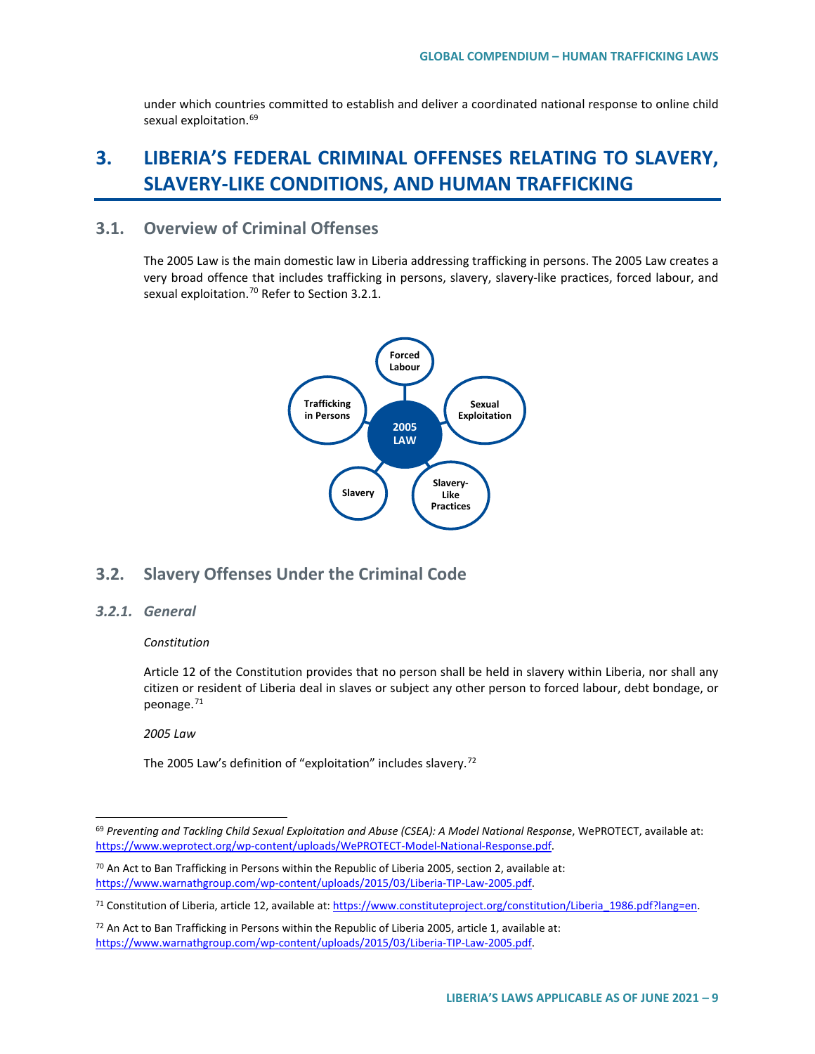under which countries committed to establish and deliver a coordinated national response to online child sexual exploitation.[69]

# 3. LIBERIA'S FEDERAL CRIMINAL OFFENSES RELATING TO SLAVERY, SLAVERY-LIKE CONDITIONS, AND HUMAN TRAFFICKING

## 3.1. Overview of Criminal Offenses

The 2005 Law is the main domestic law in Liberia addressing trafficking in persons. The 2005 Law creates a very broad offence that includes trafficking in persons, slavery, slavery-like practices, forced labour, and sexual exploitation.[70] Refer to Section 3.2.1.

Forced Labour

Trafficking in Persons

2005 LAW

Sexual Exploitation

Slavery

Slavery-Like Practices

## 3.2. Slavery Offenses Under the Criminal Code

### *3.2.1. General*

*Constitution*

Article 12 of the Constitution provides that no person shall be held in slavery within Liberia, nor shall any citizen or resident of Liberia deal in slaves or subject any other person to forced labour, debt bondage, or peonage.[71]

*2005 Law*

The 2005 Law's definition of "exploitation" includes slavery.[72]

---

[69] *Preventing and Tackling Child Sexual Exploitation and Abuse (CSEA): A Model National Response*, WePROTECT, available at: https://www.weprotect.org/wp-content/uploads/WePROTECT-Model-National-Response.pdf.

[70] An Act to Ban Trafficking in Persons within the Republic of Liberia 2005, section 2, available at: https://www.warnathgroup.com/wp-content/uploads/2015/03/Liberia-TIP-Law-2005.pdf.

[71] Constitution of Liberia, article 12, available at: https://www.constituteproject.org/constitution/Liberia_1986.pdf?lang=en.

[72] An Act to Ban Trafficking in Persons within the Republic of Liberia 2005, article 1, available at: https://www.warnathgroup.com/wp-content/uploads/2015/03/Liberia-TIP-Law-2005.pdf.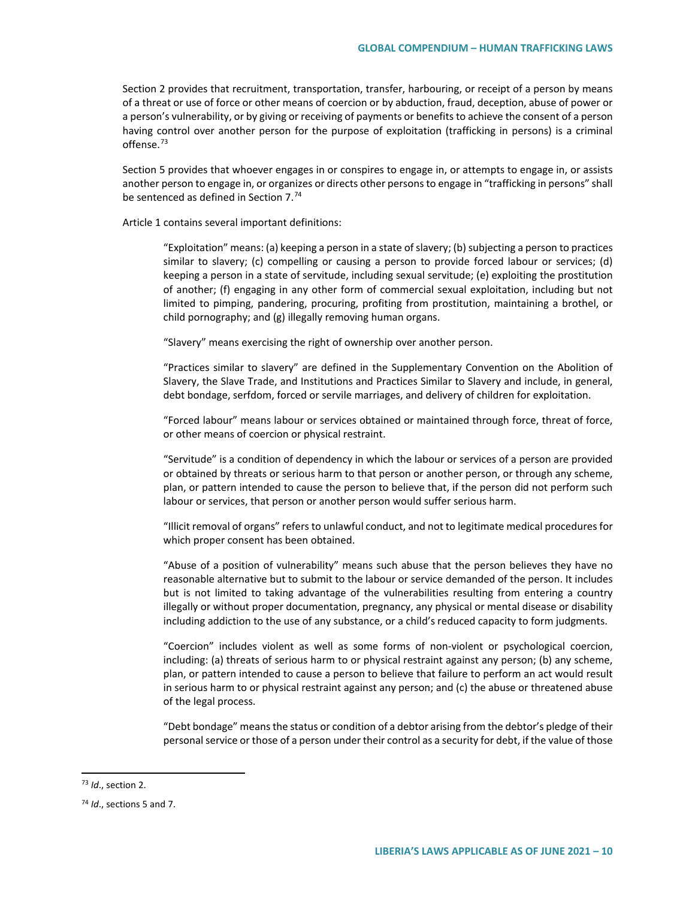Section 2 provides that recruitment, transportation, transfer, harbouring, or receipt of a person by means of a threat or use of force or other means of coercion or by abduction, fraud, deception, abuse of power or a person's vulnerability, or by giving or receiving of payments or benefits to achieve the consent of a person having control over another person for the purpose of exploitation (trafficking in persons) is a criminal offense.[73]

Section 5 provides that whoever engages in or conspires to engage in, or attempts to engage in, or assists another person to engage in, or organizes or directs other persons to engage in "trafficking in persons" shall be sentenced as defined in Section 7.[74]

Article 1 contains several important definitions:

> "Exploitation" means: (a) keeping a person in a state of slavery; (b) subjecting a person to practices similar to slavery; (c) compelling or causing a person to provide forced labour or services; (d) keeping a person in a state of servitude, including sexual servitude; (e) exploiting the prostitution of another; (f) engaging in any other form of commercial sexual exploitation, including but not limited to pimping, pandering, procuring, profiting from prostitution, maintaining a brothel, or child pornography; and (g) illegally removing human organs.
>
> "Slavery" means exercising the right of ownership over another person.
>
> "Practices similar to slavery" are defined in the Supplementary Convention on the Abolition of Slavery, the Slave Trade, and Institutions and Practices Similar to Slavery and include, in general, debt bondage, serfdom, forced or servile marriages, and delivery of children for exploitation.
>
> "Forced labour" means labour or services obtained or maintained through force, threat of force, or other means of coercion or physical restraint.
>
> "Servitude" is a condition of dependency in which the labour or services of a person are provided or obtained by threats or serious harm to that person or another person, or through any scheme, plan, or pattern intended to cause the person to believe that, if the person did not perform such labour or services, that person or another person would suffer serious harm.
>
> "Illicit removal of organs" refers to unlawful conduct, and not to legitimate medical procedures for which proper consent has been obtained.
>
> "Abuse of a position of vulnerability" means such abuse that the person believes they have no reasonable alternative but to submit to the labour or service demanded of the person. It includes but is not limited to taking advantage of the vulnerabilities resulting from entering a country illegally or without proper documentation, pregnancy, any physical or mental disease or disability including addiction to the use of any substance, or a child's reduced capacity to form judgments.
>
> "Coercion" includes violent as well as some forms of non-violent or psychological coercion, including: (a) threats of serious harm to or physical restraint against any person; (b) any scheme, plan, or pattern intended to cause a person to believe that failure to perform an act would result in serious harm to or physical restraint against any person; and (c) the abuse or threatened abuse of the legal process.
>
> "Debt bondage" means the status or condition of a debtor arising from the debtor's pledge of their personal service or those of a person under their control as a security for debt, if the value of those

[73] *Id*., section 2.

[74] *Id*., sections 5 and 7.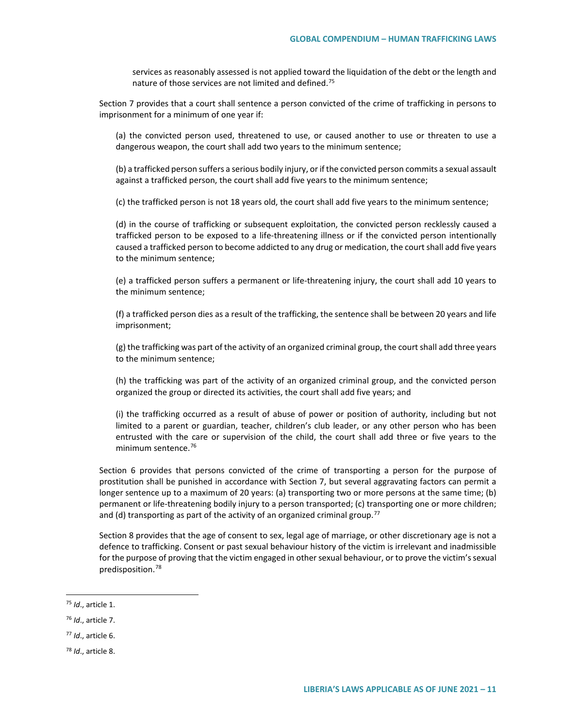services as reasonably assessed is not applied toward the liquidation of the debt or the length and nature of those services are not limited and defined.[75]

Section 7 provides that a court shall sentence a person convicted of the crime of trafficking in persons to imprisonment for a minimum of one year if:

(a) the convicted person used, threatened to use, or caused another to use or threaten to use a dangerous weapon, the court shall add two years to the minimum sentence;

(b) a trafficked person suffers a serious bodily injury, or if the convicted person commits a sexual assault against a trafficked person, the court shall add five years to the minimum sentence;

(c) the trafficked person is not 18 years old, the court shall add five years to the minimum sentence;

(d) in the course of trafficking or subsequent exploitation, the convicted person recklessly caused a trafficked person to be exposed to a life-threatening illness or if the convicted person intentionally caused a trafficked person to become addicted to any drug or medication, the court shall add five years to the minimum sentence;

(e) a trafficked person suffers a permanent or life-threatening injury, the court shall add 10 years to the minimum sentence;

(f) a trafficked person dies as a result of the trafficking, the sentence shall be between 20 years and life imprisonment;

(g) the trafficking was part of the activity of an organized criminal group, the court shall add three years to the minimum sentence;

(h) the trafficking was part of the activity of an organized criminal group, and the convicted person organized the group or directed its activities, the court shall add five years; and

(i) the trafficking occurred as a result of abuse of power or position of authority, including but not limited to a parent or guardian, teacher, children's club leader, or any other person who has been entrusted with the care or supervision of the child, the court shall add three or five years to the minimum sentence.[76]

Section 6 provides that persons convicted of the crime of transporting a person for the purpose of prostitution shall be punished in accordance with Section 7, but several aggravating factors can permit a longer sentence up to a maximum of 20 years: (a) transporting two or more persons at the same time; (b) permanent or life-threatening bodily injury to a person transported; (c) transporting one or more children; and (d) transporting as part of the activity of an organized criminal group.[77]

Section 8 provides that the age of consent to sex, legal age of marriage, or other discretionary age is not a defence to trafficking. Consent or past sexual behaviour history of the victim is irrelevant and inadmissible for the purpose of proving that the victim engaged in other sexual behaviour, or to prove the victim's sexual predisposition.[78]

---

[75] *Id*., article 1.

[76] *Id*., article 7.

[77] *Id*., article 6.

[78] *Id*., article 8.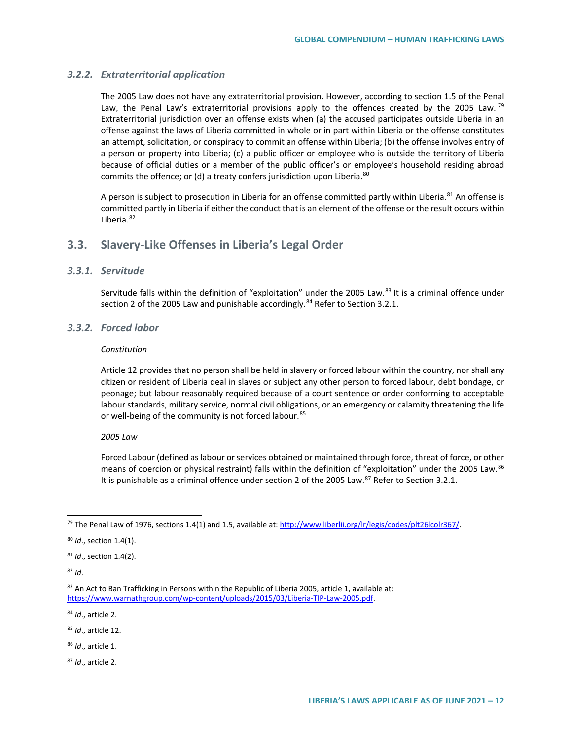### 3.2.2. *Extraterritorial application*

The 2005 Law does not have any extraterritorial provision. However, according to section 1.5 of the Penal Law, the Penal Law's extraterritorial provisions apply to the offences created by the 2005 Law.[79] Extraterritorial jurisdiction over an offense exists when (a) the accused participates outside Liberia in an offense against the laws of Liberia committed in whole or in part within Liberia or the offense constitutes an attempt, solicitation, or conspiracy to commit an offense within Liberia; (b) the offense involves entry of a person or property into Liberia; (c) a public officer or employee who is outside the territory of Liberia because of official duties or a member of the public officer's or employee's household residing abroad commits the offence; or (d) a treaty confers jurisdiction upon Liberia.[80]

A person is subject to prosecution in Liberia for an offense committed partly within Liberia.[81] An offense is committed partly in Liberia if either the conduct that is an element of the offense or the result occurs within Liberia.[82]

## 3.3. Slavery-Like Offenses in Liberia's Legal Order

### 3.3.1. *Servitude*

Servitude falls within the definition of "exploitation" under the 2005 Law.[83] It is a criminal offence under section 2 of the 2005 Law and punishable accordingly.[84] Refer to Section 3.2.1.

### 3.3.2. *Forced labor*

*Constitution*

Article 12 provides that no person shall be held in slavery or forced labour within the country, nor shall any citizen or resident of Liberia deal in slaves or subject any other person to forced labour, debt bondage, or peonage; but labour reasonably required because of a court sentence or order conforming to acceptable labour standards, military service, normal civil obligations, or an emergency or calamity threatening the life or well-being of the community is not forced labour.[85]

*2005 Law*

Forced Labour (defined as labour or services obtained or maintained through force, threat of force, or other means of coercion or physical restraint) falls within the definition of "exploitation" under the 2005 Law.[86] It is punishable as a criminal offence under section 2 of the 2005 Law.[87] Refer to Section 3.2.1.

---

[79] The Penal Law of 1976, sections 1.4(1) and 1.5, available at: http://www.liberlii.org/lr/legis/codes/plt26lcolr367/.

[80] *Id*., section 1.4(1).

[81] *Id*., section 1.4(2).

[82] *Id*.

[83] An Act to Ban Trafficking in Persons within the Republic of Liberia 2005, article 1, available at: https://www.warnathgroup.com/wp-content/uploads/2015/03/Liberia-TIP-Law-2005.pdf.

[84] *Id*., article 2.

[85] *Id*., article 12.

[86] *Id*., article 1.

[87] *Id*., article 2.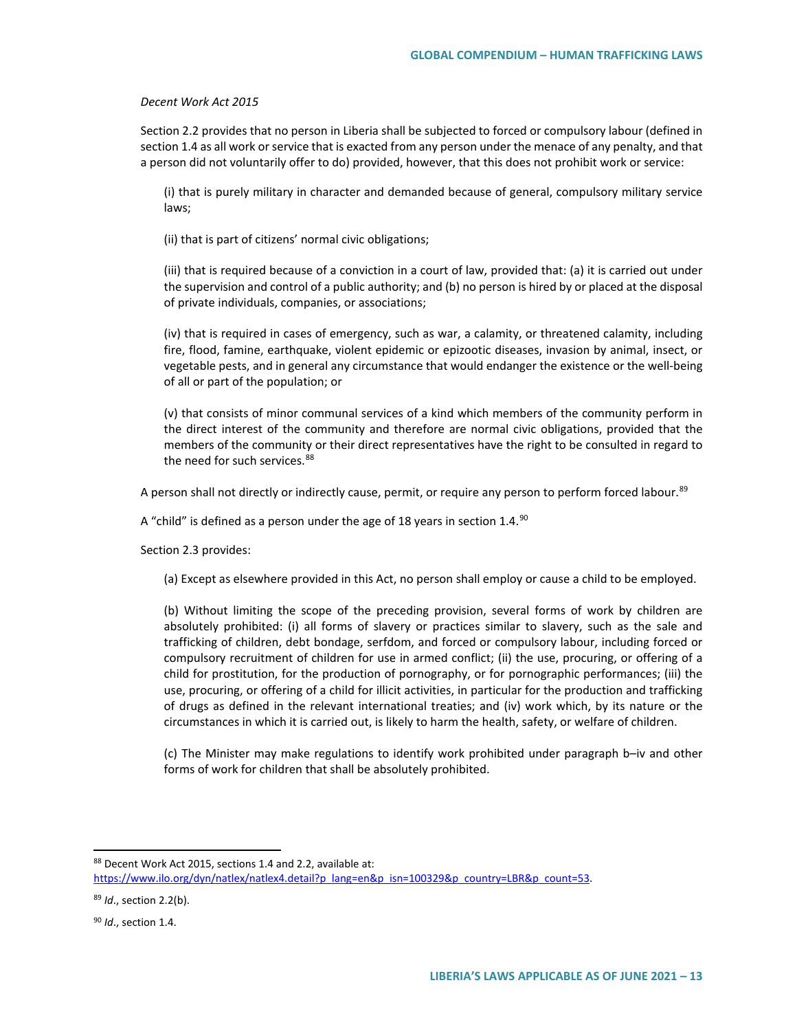*Decent Work Act 2015*

Section 2.2 provides that no person in Liberia shall be subjected to forced or compulsory labour (defined in section 1.4 as all work or service that is exacted from any person under the menace of any penalty, and that a person did not voluntarily offer to do) provided, however, that this does not prohibit work or service:

> (i) that is purely military in character and demanded because of general, compulsory military service laws;
>
> (ii) that is part of citizens' normal civic obligations;
>
> (iii) that is required because of a conviction in a court of law, provided that: (a) it is carried out under the supervision and control of a public authority; and (b) no person is hired by or placed at the disposal of private individuals, companies, or associations;
>
> (iv) that is required in cases of emergency, such as war, a calamity, or threatened calamity, including fire, flood, famine, earthquake, violent epidemic or epizootic diseases, invasion by animal, insect, or vegetable pests, and in general any circumstance that would endanger the existence or the well-being of all or part of the population; or
>
> (v) that consists of minor communal services of a kind which members of the community perform in the direct interest of the community and therefore are normal civic obligations, provided that the members of the community or their direct representatives have the right to be consulted in regard to the need for such services.[88]

A person shall not directly or indirectly cause, permit, or require any person to perform forced labour.[89]

A "child" is defined as a person under the age of 18 years in section 1.4.[90]

Section 2.3 provides:

> (a) Except as elsewhere provided in this Act, no person shall employ or cause a child to be employed.
>
> (b) Without limiting the scope of the preceding provision, several forms of work by children are absolutely prohibited: (i) all forms of slavery or practices similar to slavery, such as the sale and trafficking of children, debt bondage, serfdom, and forced or compulsory labour, including forced or compulsory recruitment of children for use in armed conflict; (ii) the use, procuring, or offering of a child for prostitution, for the production of pornography, or for pornographic performances; (iii) the use, procuring, or offering of a child for illicit activities, in particular for the production and trafficking of drugs as defined in the relevant international treaties; and (iv) work which, by its nature or the circumstances in which it is carried out, is likely to harm the health, safety, or welfare of children.
>
> (c) The Minister may make regulations to identify work prohibited under paragraph b–iv and other forms of work for children that shall be absolutely prohibited.

---

[88] Decent Work Act 2015, sections 1.4 and 2.2, available at: https://www.ilo.org/dyn/natlex/natlex4.detail?p_lang=en&p_isn=100329&p_country=LBR&p_count=53.

[89] *Id*., section 2.2(b).

[90] *Id*., section 1.4.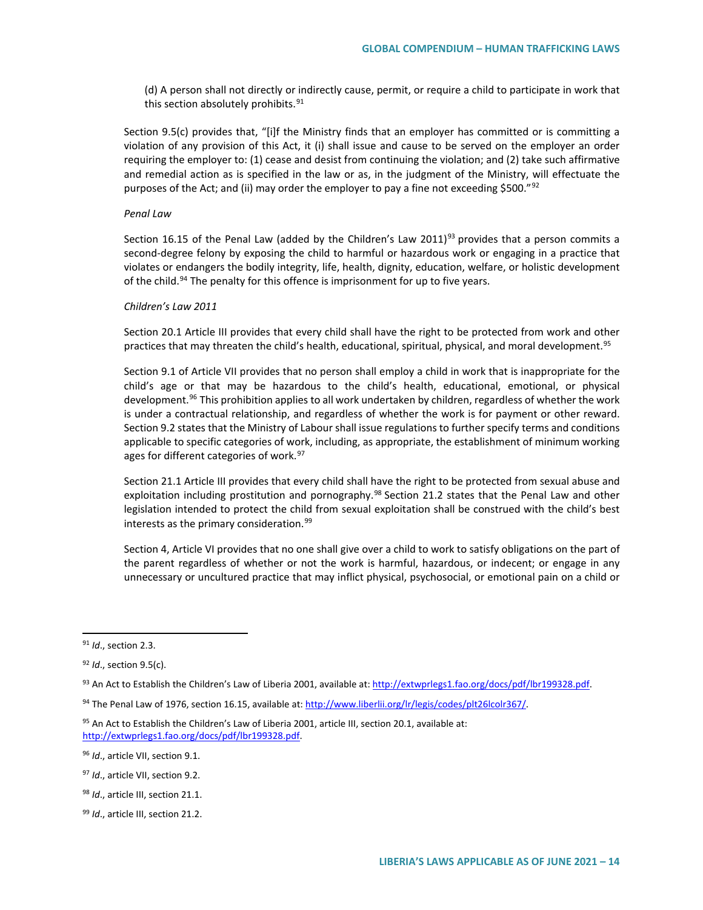(d) A person shall not directly or indirectly cause, permit, or require a child to participate in work that this section absolutely prohibits.[91]

Section 9.5(c) provides that, "[i]f the Ministry finds that an employer has committed or is committing a violation of any provision of this Act, it (i) shall issue and cause to be served on the employer an order requiring the employer to: (1) cease and desist from continuing the violation; and (2) take such affirmative and remedial action as is specified in the law or as, in the judgment of the Ministry, will effectuate the purposes of the Act; and (ii) may order the employer to pay a fine not exceeding $500."[92]

*Penal Law*

Section 16.15 of the Penal Law (added by the Children's Law 2011)[93] provides that a person commits a second-degree felony by exposing the child to harmful or hazardous work or engaging in a practice that violates or endangers the bodily integrity, life, health, dignity, education, welfare, or holistic development of the child.[94] The penalty for this offence is imprisonment for up to five years.

*Children's Law 2011*

Section 20.1 Article III provides that every child shall have the right to be protected from work and other practices that may threaten the child's health, educational, spiritual, physical, and moral development.[95]

Section 9.1 of Article VII provides that no person shall employ a child in work that is inappropriate for the child's age or that may be hazardous to the child's health, educational, emotional, or physical development.[96] This prohibition applies to all work undertaken by children, regardless of whether the work is under a contractual relationship, and regardless of whether the work is for payment or other reward. Section 9.2 states that the Ministry of Labour shall issue regulations to further specify terms and conditions applicable to specific categories of work, including, as appropriate, the establishment of minimum working ages for different categories of work.[97]

Section 21.1 Article III provides that every child shall have the right to be protected from sexual abuse and exploitation including prostitution and pornography.[98] Section 21.2 states that the Penal Law and other legislation intended to protect the child from sexual exploitation shall be construed with the child's best interests as the primary consideration.[99]

Section 4, Article VI provides that no one shall give over a child to work to satisfy obligations on the part of the parent regardless of whether or not the work is harmful, hazardous, or indecent; or engage in any unnecessary or uncultured practice that may inflict physical, psychosocial, or emotional pain on a child or

---

[91] *Id*., section 2.3.

[92] *Id*., section 9.5(c).

[93] An Act to Establish the Children's Law of Liberia 2001, available at: http://extwprlegs1.fao.org/docs/pdf/lbr199328.pdf.

[94] The Penal Law of 1976, section 16.15, available at: http://www.liberlii.org/lr/legis/codes/plt26lcolr367/.

[95] An Act to Establish the Children's Law of Liberia 2001, article III, section 20.1, available at: http://extwprlegs1.fao.org/docs/pdf/lbr199328.pdf.

[96] *Id*., article VII, section 9.1.

[97] *Id*., article VII, section 9.2.

[98] *Id*., article III, section 21.1.

[99] *Id*., article III, section 21.2.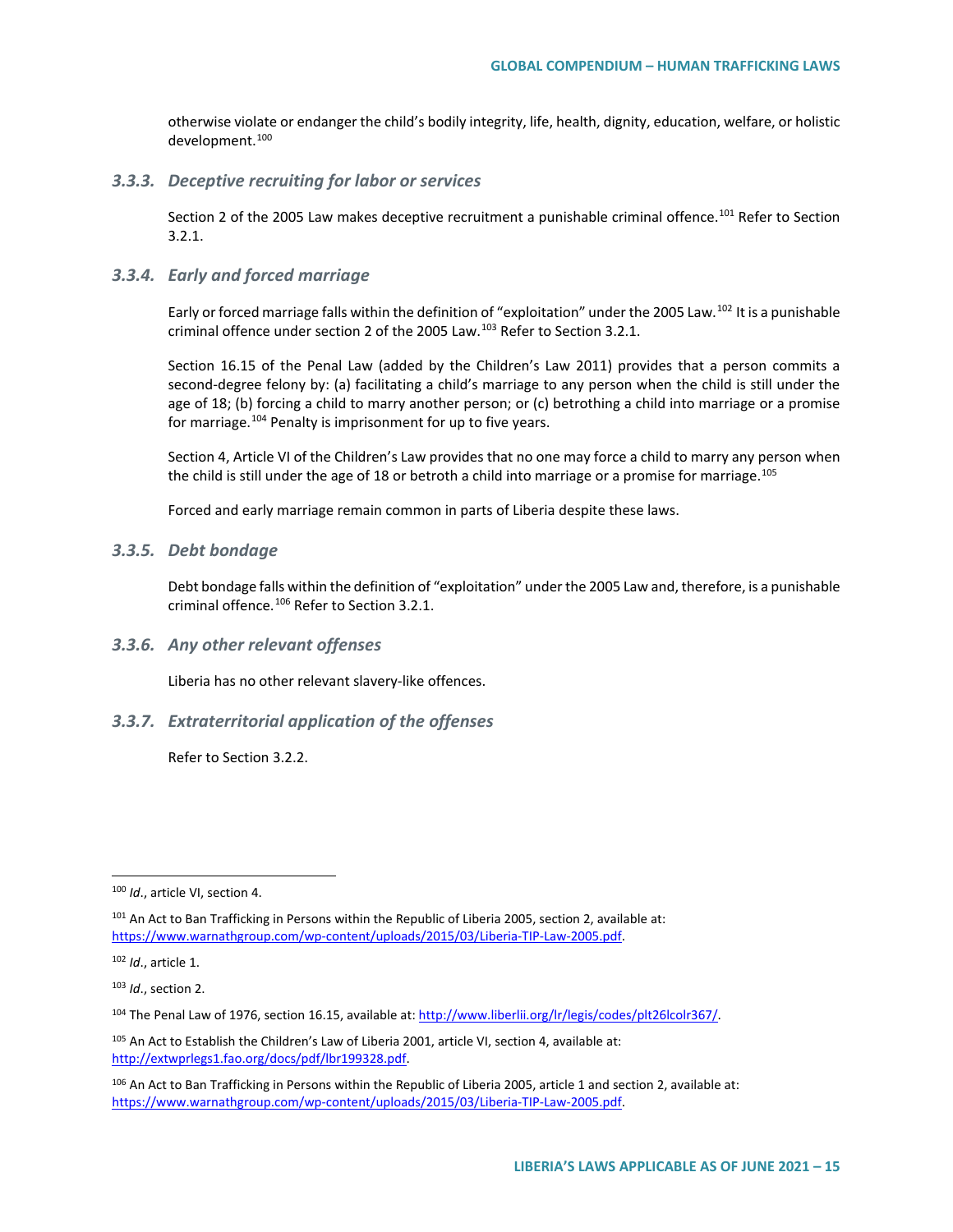otherwise violate or endanger the child's bodily integrity, life, health, dignity, education, welfare, or holistic development.[100]

### *3.3.3. Deceptive recruiting for labor or services*

Section 2 of the 2005 Law makes deceptive recruitment a punishable criminal offence.[101] Refer to Section 3.2.1.

### *3.3.4. Early and forced marriage*

Early or forced marriage falls within the definition of "exploitation" under the 2005 Law.[102] It is a punishable criminal offence under section 2 of the 2005 Law.[103] Refer to Section 3.2.1.

Section 16.15 of the Penal Law (added by the Children's Law 2011) provides that a person commits a second-degree felony by: (a) facilitating a child's marriage to any person when the child is still under the age of 18; (b) forcing a child to marry another person; or (c) betrothing a child into marriage or a promise for marriage.[104] Penalty is imprisonment for up to five years.

Section 4, Article VI of the Children's Law provides that no one may force a child to marry any person when the child is still under the age of 18 or betroth a child into marriage or a promise for marriage.[105]

Forced and early marriage remain common in parts of Liberia despite these laws.

### *3.3.5. Debt bondage*

Debt bondage falls within the definition of "exploitation" under the 2005 Law and, therefore, is a punishable criminal offence.[106] Refer to Section 3.2.1.

### *3.3.6. Any other relevant offenses*

Liberia has no other relevant slavery-like offences.

### *3.3.7. Extraterritorial application of the offenses*

Refer to Section 3.2.2.

---

[100] *Id*., article VI, section 4.

[101] An Act to Ban Trafficking in Persons within the Republic of Liberia 2005, section 2, available at: https://www.warnathgroup.com/wp-content/uploads/2015/03/Liberia-TIP-Law-2005.pdf.

[102] *Id*., article 1.

[103] *Id*., section 2.

[104] The Penal Law of 1976, section 16.15, available at: http://www.liberlii.org/lr/legis/codes/plt26lcolr367/.

[105] An Act to Establish the Children's Law of Liberia 2001, article VI, section 4, available at: http://extwprlegs1.fao.org/docs/pdf/lbr199328.pdf.

[106] An Act to Ban Trafficking in Persons within the Republic of Liberia 2005, article 1 and section 2, available at: https://www.warnathgroup.com/wp-content/uploads/2015/03/Liberia-TIP-Law-2005.pdf.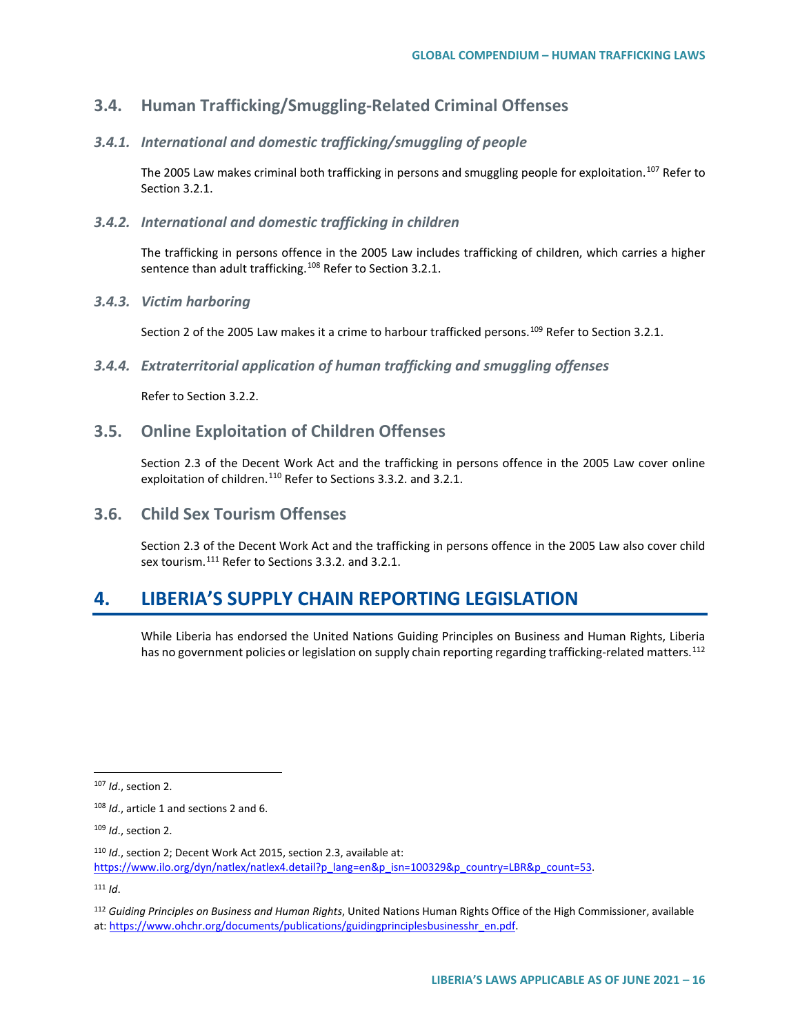## 3.4. Human Trafficking/Smuggling-Related Criminal Offenses

### *3.4.1. International and domestic trafficking/smuggling of people*

The 2005 Law makes criminal both trafficking in persons and smuggling people for exploitation.[107] Refer to Section 3.2.1.

### *3.4.2. International and domestic trafficking in children*

The trafficking in persons offence in the 2005 Law includes trafficking of children, which carries a higher sentence than adult trafficking.[108] Refer to Section 3.2.1.

### *3.4.3. Victim harboring*

Section 2 of the 2005 Law makes it a crime to harbour trafficked persons.[109] Refer to Section 3.2.1.

### *3.4.4. Extraterritorial application of human trafficking and smuggling offenses*

Refer to Section 3.2.2.

## 3.5. Online Exploitation of Children Offenses

Section 2.3 of the Decent Work Act and the trafficking in persons offence in the 2005 Law cover online exploitation of children.[110] Refer to Sections 3.3.2. and 3.2.1.

## 3.6. Child Sex Tourism Offenses

Section 2.3 of the Decent Work Act and the trafficking in persons offence in the 2005 Law also cover child sex tourism.[111] Refer to Sections 3.3.2. and 3.2.1.

# 4. LIBERIA'S SUPPLY CHAIN REPORTING LEGISLATION

While Liberia has endorsed the United Nations Guiding Principles on Business and Human Rights, Liberia has no government policies or legislation on supply chain reporting regarding trafficking-related matters.[112]

---

[107] *Id*., section 2.

[108] *Id*., article 1 and sections 2 and 6.

[109] *Id*., section 2.

[110] *Id*., section 2; Decent Work Act 2015, section 2.3, available at: https://www.ilo.org/dyn/natlex/natlex4.detail?p_lang=en&p_isn=100329&p_country=LBR&p_count=53.

[111] *Id*.

[112] *Guiding Principles on Business and Human Rights*, United Nations Human Rights Office of the High Commissioner, available at: https://www.ohchr.org/documents/publications/guidingprinciplesbusinesshr_en.pdf.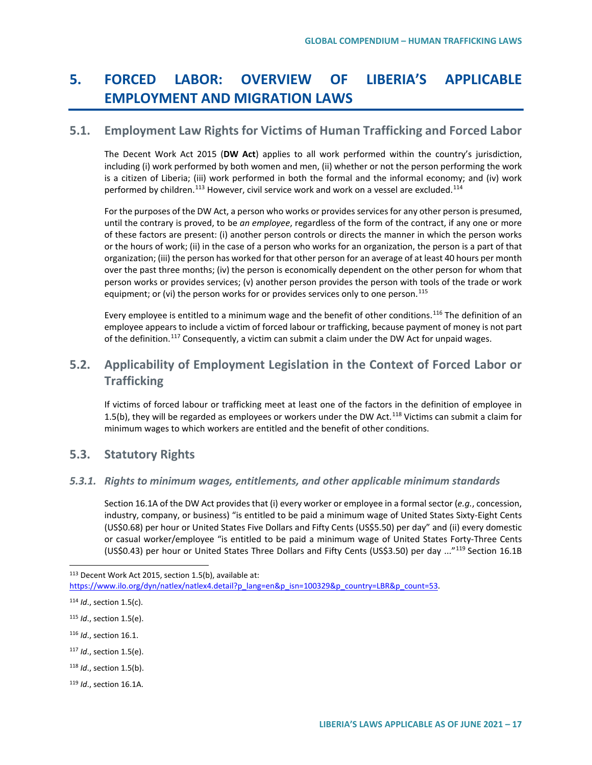# 5. FORCED LABOR: OVERVIEW OF LIBERIA'S APPLICABLE EMPLOYMENT AND MIGRATION LAWS

## 5.1. Employment Law Rights for Victims of Human Trafficking and Forced Labor

The Decent Work Act 2015 (**DW Act**) applies to all work performed within the country's jurisdiction, including (i) work performed by both women and men, (ii) whether or not the person performing the work is a citizen of Liberia; (iii) work performed in both the formal and the informal economy; and (iv) work performed by children.[113] However, civil service work and work on a vessel are excluded.[114]

For the purposes of the DW Act, a person who works or provides services for any other person is presumed, until the contrary is proved, to be *an employee*, regardless of the form of the contract, if any one or more of these factors are present: (i) another person controls or directs the manner in which the person works or the hours of work; (ii) in the case of a person who works for an organization, the person is a part of that organization; (iii) the person has worked for that other person for an average of at least 40 hours per month over the past three months; (iv) the person is economically dependent on the other person for whom that person works or provides services; (v) another person provides the person with tools of the trade or work equipment; or (vi) the person works for or provides services only to one person.[115]

Every employee is entitled to a minimum wage and the benefit of other conditions.[116] The definition of an employee appears to include a victim of forced labour or trafficking, because payment of money is not part of the definition.[117] Consequently, a victim can submit a claim under the DW Act for unpaid wages.

## 5.2. Applicability of Employment Legislation in the Context of Forced Labor or Trafficking

If victims of forced labour or trafficking meet at least one of the factors in the definition of employee in 1.5(b), they will be regarded as employees or workers under the DW Act.[118] Victims can submit a claim for minimum wages to which workers are entitled and the benefit of other conditions.

## 5.3. Statutory Rights

### *5.3.1. Rights to minimum wages, entitlements, and other applicable minimum standards*

Section 16.1A of the DW Act provides that (i) every worker or employee in a formal sector (*e.g.*, concession, industry, company, or business) "is entitled to be paid a minimum wage of United States Sixty-Eight Cents (US$0.68) per hour or United States Five Dollars and Fifty Cents (US$5.50) per day" and (ii) every domestic or casual worker/employee "is entitled to be paid a minimum wage of United States Forty-Three Cents (US$0.43) per hour or United States Three Dollars and Fifty Cents (US$3.50) per day ..."[119] Section 16.1B

---

[113] Decent Work Act 2015, section 1.5(b), available at: https://www.ilo.org/dyn/natlex/natlex4.detail?p_lang=en&p_isn=100329&p_country=LBR&p_count=53.

[114] *Id*., section 1.5(c).

[115] *Id*., section 1.5(e).

[116] *Id*., section 16.1.

[117] *Id*., section 1.5(e).

[118] *Id*., section 1.5(b).

[119] *Id*., section 16.1A.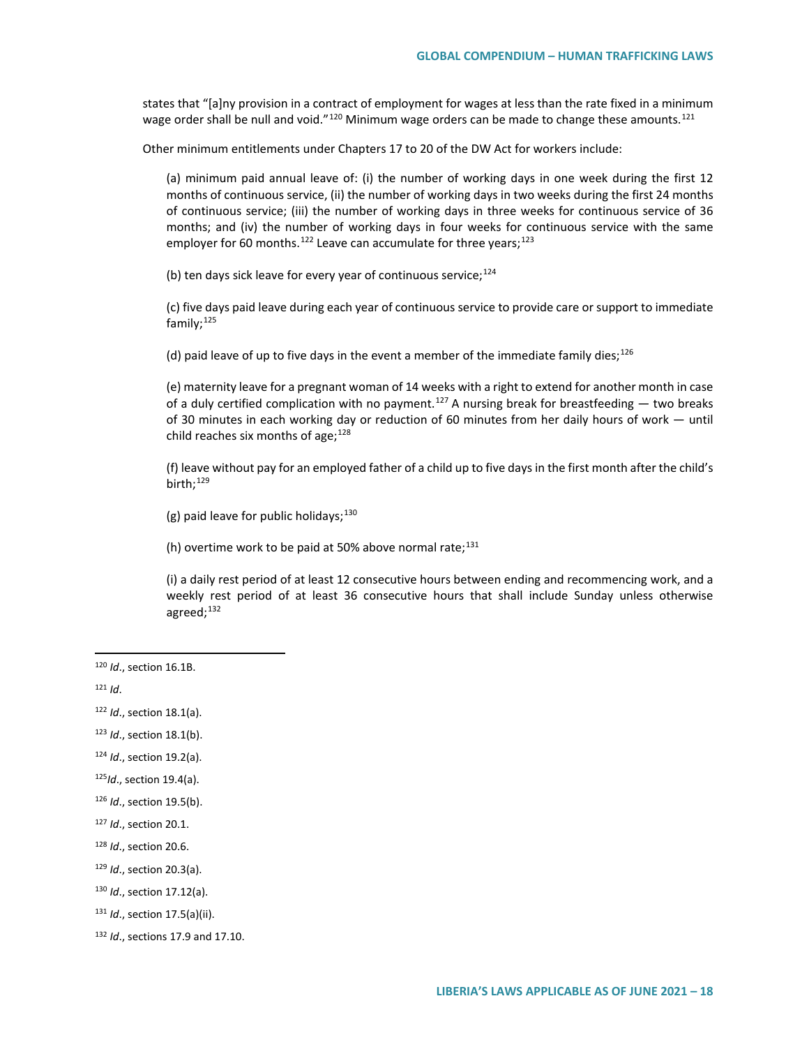states that "[a]ny provision in a contract of employment for wages at less than the rate fixed in a minimum wage order shall be null and void."[120] Minimum wage orders can be made to change these amounts.[121]

Other minimum entitlements under Chapters 17 to 20 of the DW Act for workers include:

> (a) minimum paid annual leave of: (i) the number of working days in one week during the first 12 months of continuous service, (ii) the number of working days in two weeks during the first 24 months of continuous service; (iii) the number of working days in three weeks for continuous service of 36 months; and (iv) the number of working days in four weeks for continuous service with the same employer for 60 months.[122] Leave can accumulate for three years;[123]
>
> (b) ten days sick leave for every year of continuous service;[124]
>
> (c) five days paid leave during each year of continuous service to provide care or support to immediate family;[125]
>
> (d) paid leave of up to five days in the event a member of the immediate family dies;[126]
>
> (e) maternity leave for a pregnant woman of 14 weeks with a right to extend for another month in case of a duly certified complication with no payment.[127] A nursing break for breastfeeding — two breaks of 30 minutes in each working day or reduction of 60 minutes from her daily hours of work — until child reaches six months of age;[128]
>
> (f) leave without pay for an employed father of a child up to five days in the first month after the child's birth;[129]
>
> (g) paid leave for public holidays;[130]
>
> (h) overtime work to be paid at 50% above normal rate;[131]
>
> (i) a daily rest period of at least 12 consecutive hours between ending and recommencing work, and a weekly rest period of at least 36 consecutive hours that shall include Sunday unless otherwise agreed;[132]

---

[120] *Id.*, section 16.1B.

[121] *Id.*

[122] *Id.*, section 18.1(a).

[123] *Id.*, section 18.1(b).

[124] *Id.*, section 19.2(a).

[125] *Id.*, section 19.4(a).

[126] *Id.*, section 19.5(b).

[127] *Id.*, section 20.1.

[128] *Id.*, section 20.6.

[129] *Id.*, section 20.3(a).

[130] *Id.*, section 17.12(a).

[131] *Id.*, section 17.5(a)(ii).

[132] *Id.*, sections 17.9 and 17.10.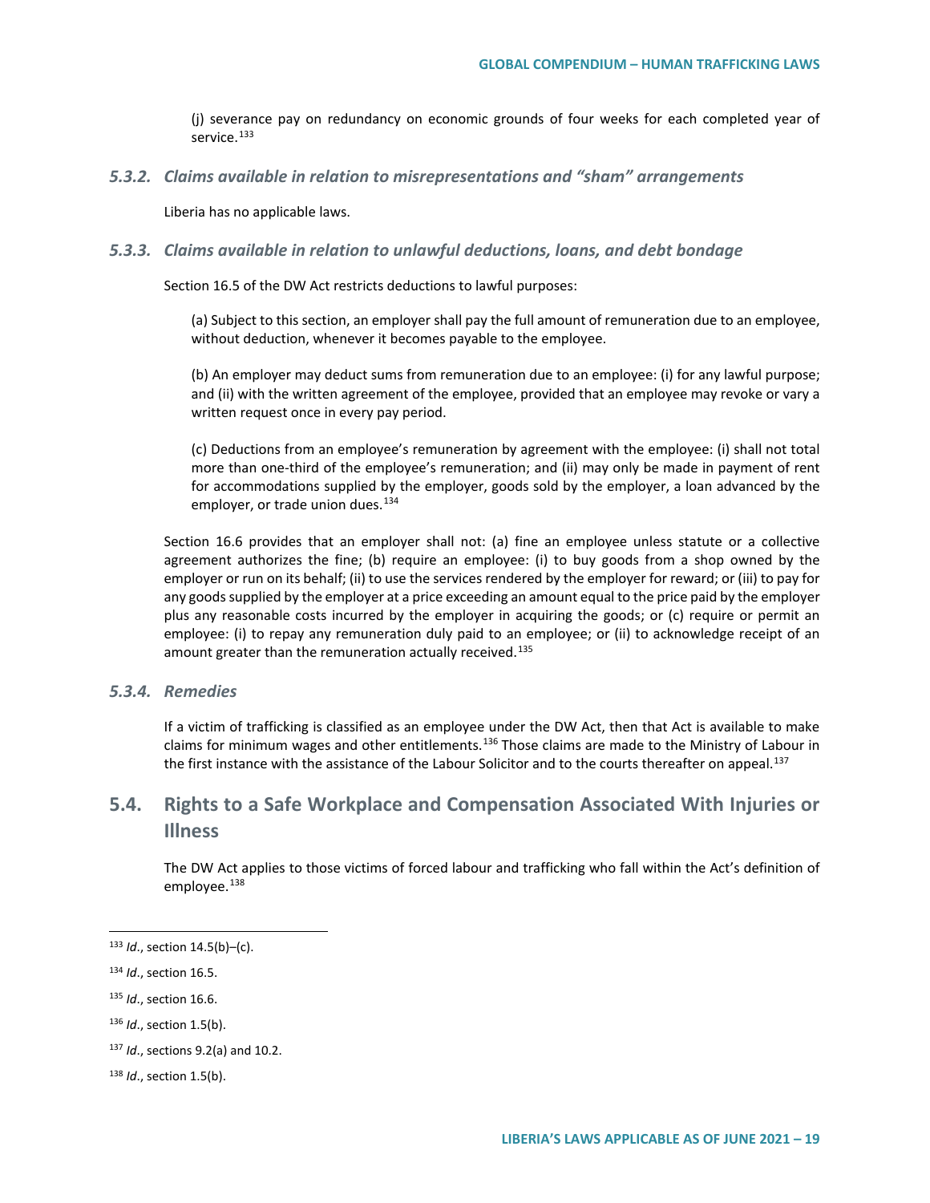(j) severance pay on redundancy on economic grounds of four weeks for each completed year of service.[133]

### *5.3.2. Claims available in relation to misrepresentations and "sham" arrangements*

Liberia has no applicable laws.

### *5.3.3. Claims available in relation to unlawful deductions, loans, and debt bondage*

Section 16.5 of the DW Act restricts deductions to lawful purposes:

> (a) Subject to this section, an employer shall pay the full amount of remuneration due to an employee, without deduction, whenever it becomes payable to the employee.
>
> (b) An employer may deduct sums from remuneration due to an employee: (i) for any lawful purpose; and (ii) with the written agreement of the employee, provided that an employee may revoke or vary a written request once in every pay period.
>
> (c) Deductions from an employee's remuneration by agreement with the employee: (i) shall not total more than one-third of the employee's remuneration; and (ii) may only be made in payment of rent for accommodations supplied by the employer, goods sold by the employer, a loan advanced by the employer, or trade union dues.[134]

Section 16.6 provides that an employer shall not: (a) fine an employee unless statute or a collective agreement authorizes the fine; (b) require an employee: (i) to buy goods from a shop owned by the employer or run on its behalf; (ii) to use the services rendered by the employer for reward; or (iii) to pay for any goods supplied by the employer at a price exceeding an amount equal to the price paid by the employer plus any reasonable costs incurred by the employer in acquiring the goods; or (c) require or permit an employee: (i) to repay any remuneration duly paid to an employee; or (ii) to acknowledge receipt of an amount greater than the remuneration actually received.[135]

### *5.3.4. Remedies*

If a victim of trafficking is classified as an employee under the DW Act, then that Act is available to make claims for minimum wages and other entitlements.[136] Those claims are made to the Ministry of Labour in the first instance with the assistance of the Labour Solicitor and to the courts thereafter on appeal.[137]

## 5.4. Rights to a Safe Workplace and Compensation Associated With Injuries or Illness

The DW Act applies to those victims of forced labour and trafficking who fall within the Act's definition of employee.[138]

---

[133] *Id*., section 14.5(b)–(c).

[134] *Id*., section 16.5.

[135] *Id*., section 16.6.

[136] *Id*., section 1.5(b).

[137] *Id*., sections 9.2(a) and 10.2.

[138] *Id*., section 1.5(b).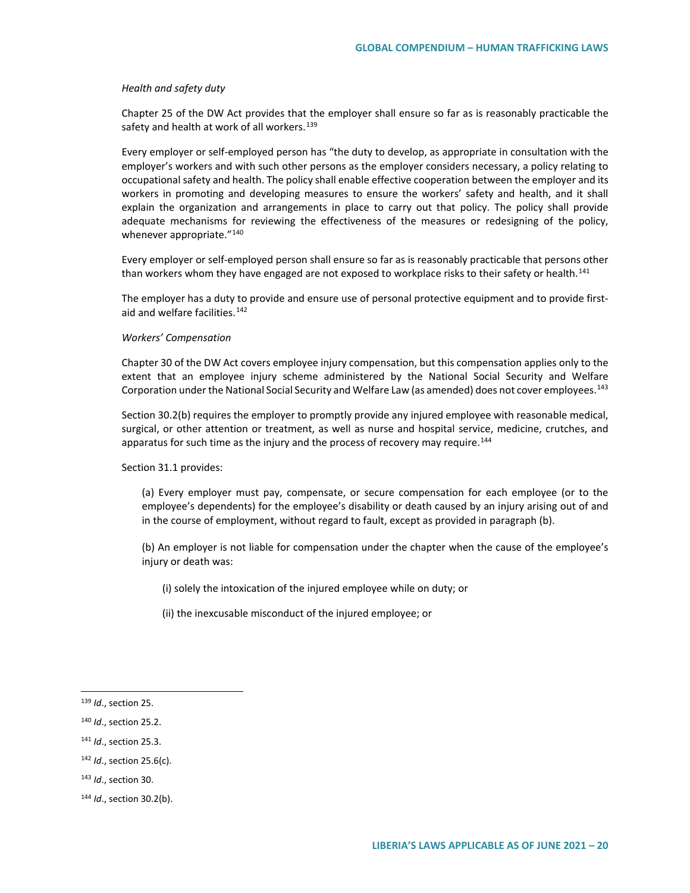*Health and safety duty*

Chapter 25 of the DW Act provides that the employer shall ensure so far as is reasonably practicable the safety and health at work of all workers.[139]

Every employer or self-employed person has "the duty to develop, as appropriate in consultation with the employer's workers and with such other persons as the employer considers necessary, a policy relating to occupational safety and health. The policy shall enable effective cooperation between the employer and its workers in promoting and developing measures to ensure the workers' safety and health, and it shall explain the organization and arrangements in place to carry out that policy. The policy shall provide adequate mechanisms for reviewing the effectiveness of the measures or redesigning of the policy, whenever appropriate."[140]

Every employer or self-employed person shall ensure so far as is reasonably practicable that persons other than workers whom they have engaged are not exposed to workplace risks to their safety or health.[141]

The employer has a duty to provide and ensure use of personal protective equipment and to provide first-aid and welfare facilities.[142]

*Workers' Compensation*

Chapter 30 of the DW Act covers employee injury compensation, but this compensation applies only to the extent that an employee injury scheme administered by the National Social Security and Welfare Corporation under the National Social Security and Welfare Law (as amended) does not cover employees.[143]

Section 30.2(b) requires the employer to promptly provide any injured employee with reasonable medical, surgical, or other attention or treatment, as well as nurse and hospital service, medicine, crutches, and apparatus for such time as the injury and the process of recovery may require.[144]

Section 31.1 provides:

> (a) Every employer must pay, compensate, or secure compensation for each employee (or to the employee's dependents) for the employee's disability or death caused by an injury arising out of and in the course of employment, without regard to fault, except as provided in paragraph (b).
>
> (b) An employer is not liable for compensation under the chapter when the cause of the employee's injury or death was:
>
> > (i) solely the intoxication of the injured employee while on duty; or
> >
> > (ii) the inexcusable misconduct of the injured employee; or

---

[139] *Id*., section 25.

[140] *Id*., section 25.2.

[141] *Id*., section 25.3.

[142] *Id*., section 25.6(c).

[143] *Id*., section 30.

[144] *Id*., section 30.2(b).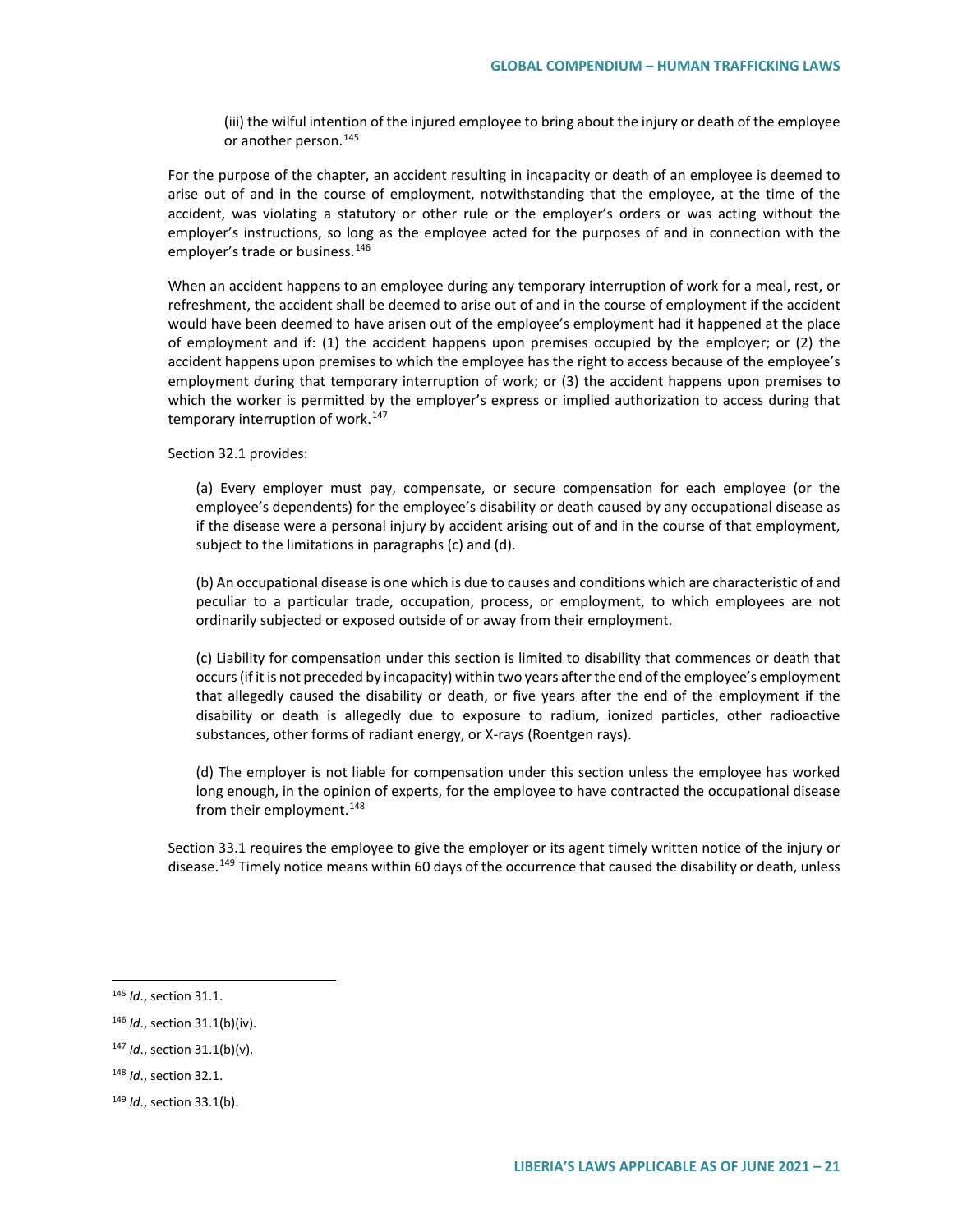(iii) the wilful intention of the injured employee to bring about the injury or death of the employee or another person.[145]

For the purpose of the chapter, an accident resulting in incapacity or death of an employee is deemed to arise out of and in the course of employment, notwithstanding that the employee, at the time of the accident, was violating a statutory or other rule or the employer's orders or was acting without the employer's instructions, so long as the employee acted for the purposes of and in connection with the employer's trade or business.[146]

When an accident happens to an employee during any temporary interruption of work for a meal, rest, or refreshment, the accident shall be deemed to arise out of and in the course of employment if the accident would have been deemed to have arisen out of the employee's employment had it happened at the place of employment and if: (1) the accident happens upon premises occupied by the employer; or (2) the accident happens upon premises to which the employee has the right to access because of the employee's employment during that temporary interruption of work; or (3) the accident happens upon premises to which the worker is permitted by the employer's express or implied authorization to access during that temporary interruption of work.[147]

Section 32.1 provides:

> (a) Every employer must pay, compensate, or secure compensation for each employee (or the employee's dependents) for the employee's disability or death caused by any occupational disease as if the disease were a personal injury by accident arising out of and in the course of that employment, subject to the limitations in paragraphs (c) and (d).
>
> (b) An occupational disease is one which is due to causes and conditions which are characteristic of and peculiar to a particular trade, occupation, process, or employment, to which employees are not ordinarily subjected or exposed outside of or away from their employment.
>
> (c) Liability for compensation under this section is limited to disability that commences or death that occurs (if it is not preceded by incapacity) within two years after the end of the employee's employment that allegedly caused the disability or death, or five years after the end of the employment if the disability or death is allegedly due to exposure to radium, ionized particles, other radioactive substances, other forms of radiant energy, or X-rays (Roentgen rays).
>
> (d) The employer is not liable for compensation under this section unless the employee has worked long enough, in the opinion of experts, for the employee to have contracted the occupational disease from their employment.[148]

Section 33.1 requires the employee to give the employer or its agent timely written notice of the injury or disease.[149] Timely notice means within 60 days of the occurrence that caused the disability or death, unless

---

[145] *Id*., section 31.1.

[146] *Id*., section 31.1(b)(iv).

[147] *Id*., section 31.1(b)(v).

[148] *Id*., section 32.1.

[149] *Id*., section 33.1(b).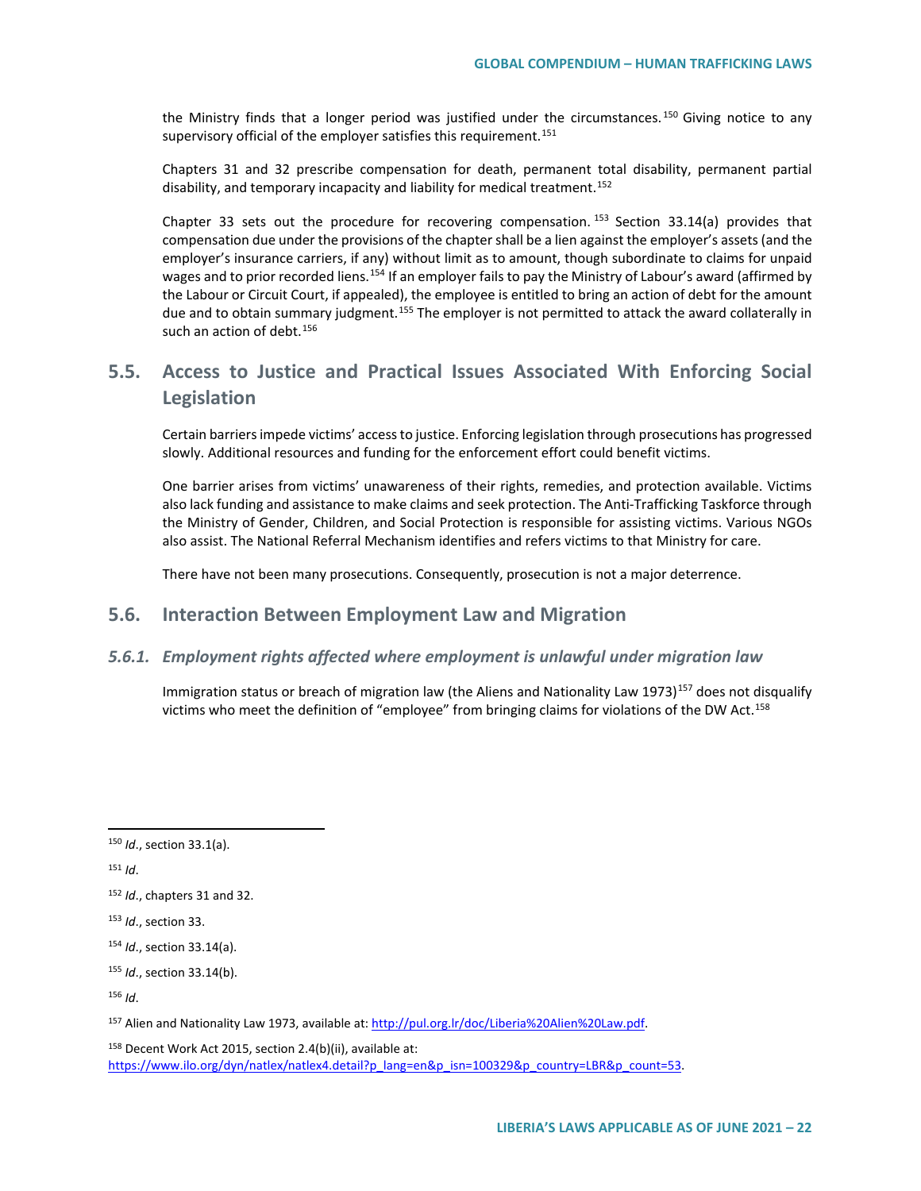the Ministry finds that a longer period was justified under the circumstances.[150] Giving notice to any supervisory official of the employer satisfies this requirement.[151]

Chapters 31 and 32 prescribe compensation for death, permanent total disability, permanent partial disability, and temporary incapacity and liability for medical treatment.[152]

Chapter 33 sets out the procedure for recovering compensation.[153] Section 33.14(a) provides that compensation due under the provisions of the chapter shall be a lien against the employer's assets (and the employer's insurance carriers, if any) without limit as to amount, though subordinate to claims for unpaid wages and to prior recorded liens.[154] If an employer fails to pay the Ministry of Labour's award (affirmed by the Labour or Circuit Court, if appealed), the employee is entitled to bring an action of debt for the amount due and to obtain summary judgment.[155] The employer is not permitted to attack the award collaterally in such an action of debt.[156]

## 5.5. Access to Justice and Practical Issues Associated With Enforcing Social Legislation

Certain barriers impede victims' access to justice. Enforcing legislation through prosecutions has progressed slowly. Additional resources and funding for the enforcement effort could benefit victims.

One barrier arises from victims' unawareness of their rights, remedies, and protection available. Victims also lack funding and assistance to make claims and seek protection. The Anti-Trafficking Taskforce through the Ministry of Gender, Children, and Social Protection is responsible for assisting victims. Various NGOs also assist. The National Referral Mechanism identifies and refers victims to that Ministry for care.

There have not been many prosecutions. Consequently, prosecution is not a major deterrence.

## 5.6. Interaction Between Employment Law and Migration

### *5.6.1. Employment rights affected where employment is unlawful under migration law*

Immigration status or breach of migration law (the Aliens and Nationality Law 1973)[157] does not disqualify victims who meet the definition of "employee" from bringing claims for violations of the DW Act.[158]

---

[150] *Id*., section 33.1(a).

[151] *Id*.

[152] *Id*., chapters 31 and 32.

[153] *Id*., section 33.

[154] *Id*., section 33.14(a).

[155] *Id*., section 33.14(b).

[156] *Id*.

[157] Alien and Nationality Law 1973, available at: http://pul.org.lr/doc/Liberia%20Alien%20Law.pdf.

[158] Decent Work Act 2015, section 2.4(b)(ii), available at: https://www.ilo.org/dyn/natlex/natlex4.detail?p_lang=en&p_isn=100329&p_country=LBR&p_count=53.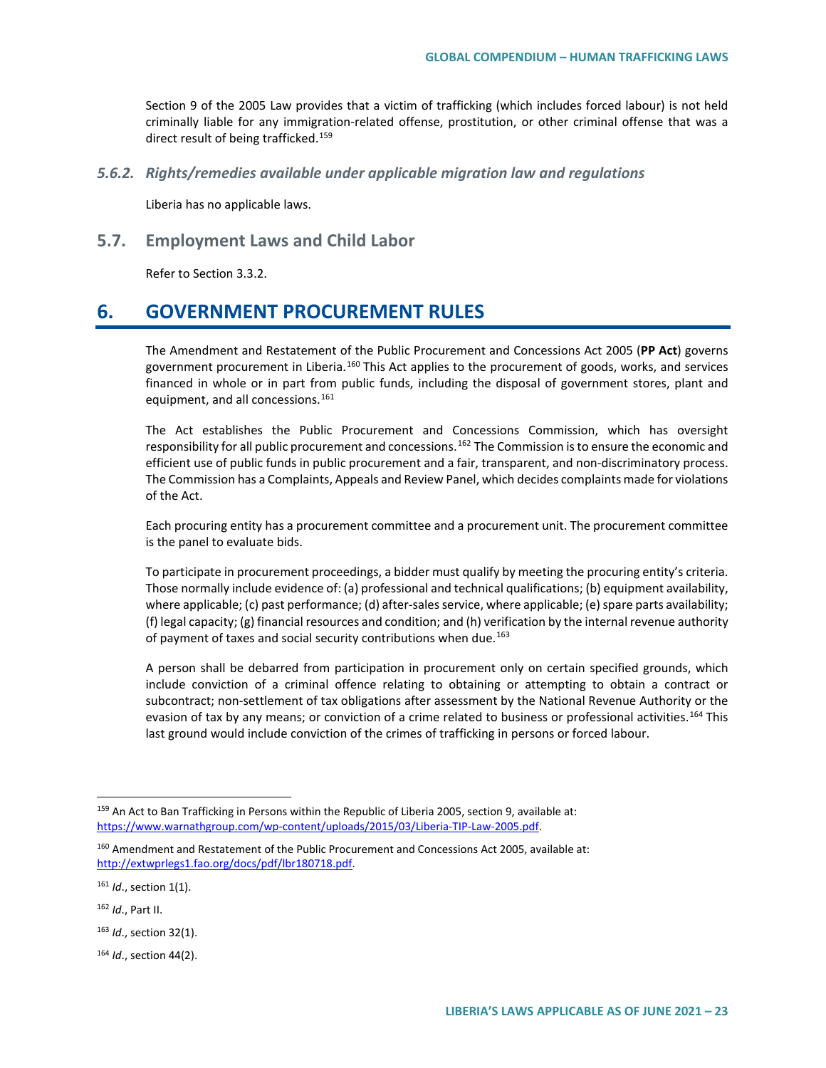Section 9 of the 2005 Law provides that a victim of trafficking (which includes forced labour) is not held criminally liable for any immigration-related offense, prostitution, or other criminal offense that was a direct result of being trafficked.[159]

#### *5.6.2. Rights/remedies available under applicable migration law and regulations*

Liberia has no applicable laws.

### 5.7. Employment Laws and Child Labor

Refer to Section 3.3.2.

## 6. GOVERNMENT PROCUREMENT RULES

The Amendment and Restatement of the Public Procurement and Concessions Act 2005 (**PP Act**) governs government procurement in Liberia.[160] This Act applies to the procurement of goods, works, and services financed in whole or in part from public funds, including the disposal of government stores, plant and equipment, and all concessions.[161]

The Act establishes the Public Procurement and Concessions Commission, which has oversight responsibility for all public procurement and concessions.[162] The Commission is to ensure the economic and efficient use of public funds in public procurement and a fair, transparent, and non-discriminatory process. The Commission has a Complaints, Appeals and Review Panel, which decides complaints made for violations of the Act.

Each procuring entity has a procurement committee and a procurement unit. The procurement committee is the panel to evaluate bids.

To participate in procurement proceedings, a bidder must qualify by meeting the procuring entity's criteria. Those normally include evidence of: (a) professional and technical qualifications; (b) equipment availability, where applicable; (c) past performance; (d) after-sales service, where applicable; (e) spare parts availability; (f) legal capacity; (g) financial resources and condition; and (h) verification by the internal revenue authority of payment of taxes and social security contributions when due.[163]

A person shall be debarred from participation in procurement only on certain specified grounds, which include conviction of a criminal offence relating to obtaining or attempting to obtain a contract or subcontract; non-settlement of tax obligations after assessment by the National Revenue Authority or the evasion of tax by any means; or conviction of a crime related to business or professional activities.[164] This last ground would include conviction of the crimes of trafficking in persons or forced labour.

---

[159] An Act to Ban Trafficking in Persons within the Republic of Liberia 2005, section 9, available at: https://www.warnathgroup.com/wp-content/uploads/2015/03/Liberia-TIP-Law-2005.pdf.

[160] Amendment and Restatement of the Public Procurement and Concessions Act 2005, available at: http://extwprlegs1.fao.org/docs/pdf/lbr180718.pdf.

[161] *Id*., section 1(1).

[162] *Id*., Part II.

[163] *Id*., section 32(1).

[164] *Id*., section 44(2).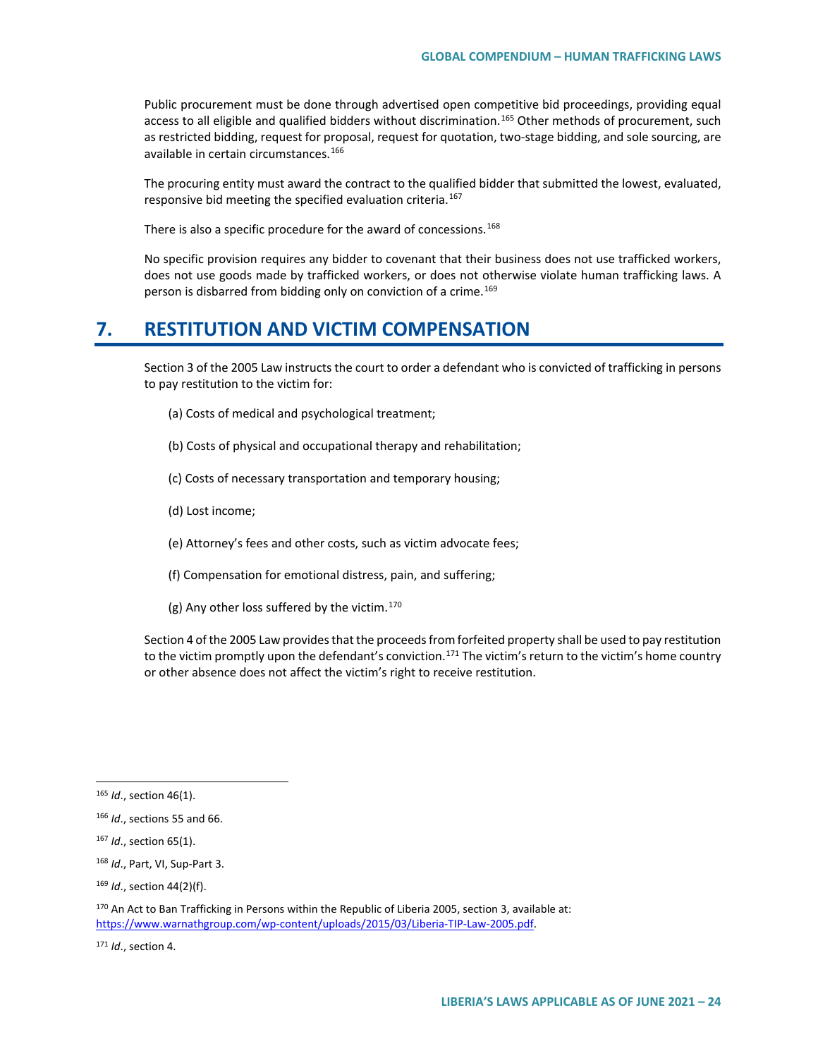Public procurement must be done through advertised open competitive bid proceedings, providing equal access to all eligible and qualified bidders without discrimination.[165] Other methods of procurement, such as restricted bidding, request for proposal, request for quotation, two-stage bidding, and sole sourcing, are available in certain circumstances.[166]

The procuring entity must award the contract to the qualified bidder that submitted the lowest, evaluated, responsive bid meeting the specified evaluation criteria.[167]

There is also a specific procedure for the award of concessions.[168]

No specific provision requires any bidder to covenant that their business does not use trafficked workers, does not use goods made by trafficked workers, or does not otherwise violate human trafficking laws. A person is disbarred from bidding only on conviction of a crime.[169]

## 7. RESTITUTION AND VICTIM COMPENSATION

Section 3 of the 2005 Law instructs the court to order a defendant who is convicted of trafficking in persons to pay restitution to the victim for:

(a) Costs of medical and psychological treatment;

(b) Costs of physical and occupational therapy and rehabilitation;

(c) Costs of necessary transportation and temporary housing;

(d) Lost income;

(e) Attorney's fees and other costs, such as victim advocate fees;

(f) Compensation for emotional distress, pain, and suffering;

(g) Any other loss suffered by the victim.[170]

Section 4 of the 2005 Law provides that the proceeds from forfeited property shall be used to pay restitution to the victim promptly upon the defendant's conviction.[171] The victim's return to the victim's home country or other absence does not affect the victim's right to receive restitution.

---

[165] *Id*., section 46(1).

[166] *Id*., sections 55 and 66.

[167] *Id*., section 65(1).

[168] *Id*., Part, VI, Sup-Part 3.

[169] *Id*., section 44(2)(f).

[170] An Act to Ban Trafficking in Persons within the Republic of Liberia 2005, section 3, available at: https://www.warnathgroup.com/wp-content/uploads/2015/03/Liberia-TIP-Law-2005.pdf.

[171] *Id*., section 4.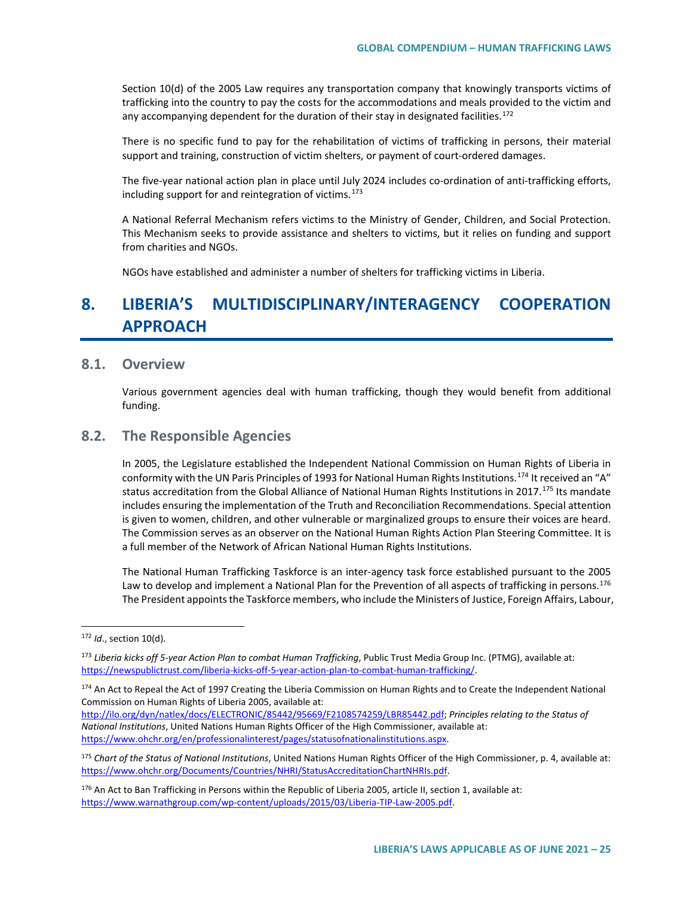Section 10(d) of the 2005 Law requires any transportation company that knowingly transports victims of trafficking into the country to pay the costs for the accommodations and meals provided to the victim and any accompanying dependent for the duration of their stay in designated facilities.[172]

There is no specific fund to pay for the rehabilitation of victims of trafficking in persons, their material support and training, construction of victim shelters, or payment of court-ordered damages.

The five-year national action plan in place until July 2024 includes co-ordination of anti-trafficking efforts, including support for and reintegration of victims.[173]

A National Referral Mechanism refers victims to the Ministry of Gender, Children, and Social Protection. This Mechanism seeks to provide assistance and shelters to victims, but it relies on funding and support from charities and NGOs.

NGOs have established and administer a number of shelters for trafficking victims in Liberia.

# 8. LIBERIA'S MULTIDISCIPLINARY/INTERAGENCY COOPERATION APPROACH

## 8.1. Overview

Various government agencies deal with human trafficking, though they would benefit from additional funding.

## 8.2. The Responsible Agencies

In 2005, the Legislature established the Independent National Commission on Human Rights of Liberia in conformity with the UN Paris Principles of 1993 for National Human Rights Institutions.[174] It received an "A" status accreditation from the Global Alliance of National Human Rights Institutions in 2017.[175] Its mandate includes ensuring the implementation of the Truth and Reconciliation Recommendations. Special attention is given to women, children, and other vulnerable or marginalized groups to ensure their voices are heard. The Commission serves as an observer on the National Human Rights Action Plan Steering Committee. It is a full member of the Network of African National Human Rights Institutions.

The National Human Trafficking Taskforce is an inter-agency task force established pursuant to the 2005 Law to develop and implement a National Plan for the Prevention of all aspects of trafficking in persons.[176] The President appoints the Taskforce members, who include the Ministers of Justice, Foreign Affairs, Labour,

---

[172] *Id*., section 10(d).

[173] *Liberia kicks off 5-year Action Plan to combat Human Trafficking*, Public Trust Media Group Inc. (PTMG), available at: https://newspublictrust.com/liberia-kicks-off-5-year-action-plan-to-combat-human-trafficking/.

[174] An Act to Repeal the Act of 1997 Creating the Liberia Commission on Human Rights and to Create the Independent National Commission on Human Rights of Liberia 2005, available at: http://ilo.org/dyn/natlex/docs/ELECTRONIC/85442/95669/F2108574259/LBR85442.pdf; *Principles relating to the Status of National Institutions*, United Nations Human Rights Officer of the High Commissioner, available at: https://www.ohchr.org/en/professionalinterest/pages/statusofnationalinstitutions.aspx.

[175] *Chart of the Status of National Institutions*, United Nations Human Rights Officer of the High Commissioner, p. 4, available at: https://www.ohchr.org/Documents/Countries/NHRI/StatusAccreditationChartNHRIs.pdf.

[176] An Act to Ban Trafficking in Persons within the Republic of Liberia 2005, article II, section 1, available at: https://www.warnathgroup.com/wp-content/uploads/2015/03/Liberia-TIP-Law-2005.pdf.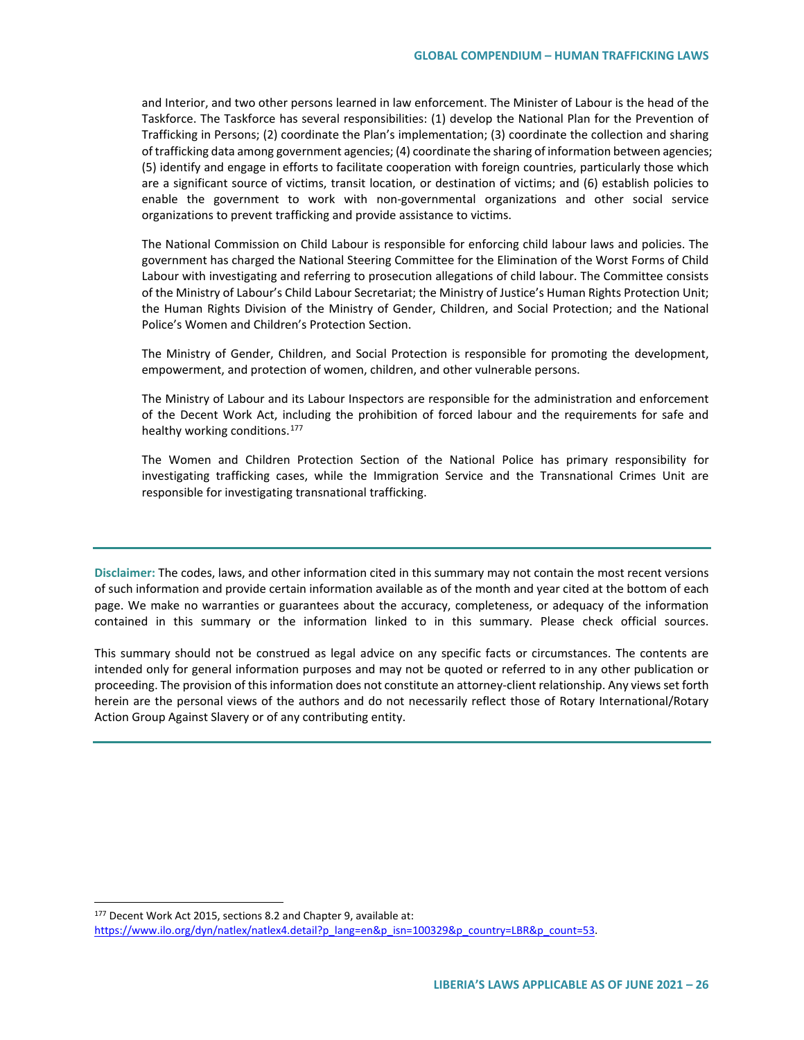and Interior, and two other persons learned in law enforcement. The Minister of Labour is the head of the Taskforce. The Taskforce has several responsibilities: (1) develop the National Plan for the Prevention of Trafficking in Persons; (2) coordinate the Plan's implementation; (3) coordinate the collection and sharing of trafficking data among government agencies; (4) coordinate the sharing of information between agencies; (5) identify and engage in efforts to facilitate cooperation with foreign countries, particularly those which are a significant source of victims, transit location, or destination of victims; and (6) establish policies to enable the government to work with non-governmental organizations and other social service organizations to prevent trafficking and provide assistance to victims.

The National Commission on Child Labour is responsible for enforcing child labour laws and policies. The government has charged the National Steering Committee for the Elimination of the Worst Forms of Child Labour with investigating and referring to prosecution allegations of child labour. The Committee consists of the Ministry of Labour's Child Labour Secretariat; the Ministry of Justice's Human Rights Protection Unit; the Human Rights Division of the Ministry of Gender, Children, and Social Protection; and the National Police's Women and Children's Protection Section.

The Ministry of Gender, Children, and Social Protection is responsible for promoting the development, empowerment, and protection of women, children, and other vulnerable persons.

The Ministry of Labour and its Labour Inspectors are responsible for the administration and enforcement of the Decent Work Act, including the prohibition of forced labour and the requirements for safe and healthy working conditions.[177]

The Women and Children Protection Section of the National Police has primary responsibility for investigating trafficking cases, while the Immigration Service and the Transnational Crimes Unit are responsible for investigating transnational trafficking.

---

**Disclaimer:** The codes, laws, and other information cited in this summary may not contain the most recent versions of such information and provide certain information available as of the month and year cited at the bottom of each page. We make no warranties or guarantees about the accuracy, completeness, or adequacy of the information contained in this summary or the information linked to in this summary. Please check official sources.

This summary should not be construed as legal advice on any specific facts or circumstances. The contents are intended only for general information purposes and may not be quoted or referred to in any other publication or proceeding. The provision of this information does not constitute an attorney-client relationship. Any views set forth herein are the personal views of the authors and do not necessarily reflect those of Rotary International/Rotary Action Group Against Slavery or of any contributing entity.

---

[177] Decent Work Act 2015, sections 8.2 and Chapter 9, available at: https://www.ilo.org/dyn/natlex/natlex4.detail?p_lang=en&p_isn=100329&p_country=LBR&p_count=53.